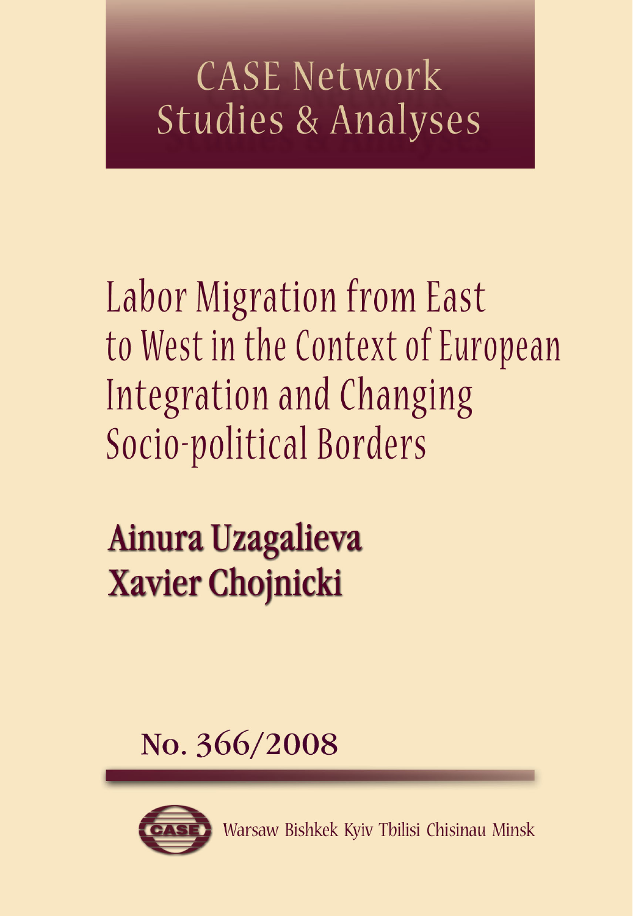# CASE Network Studies & Analyses

# Labor Migration from East to West in the Context of European Integration and Changing Socio-political Borders

**Ainura Uzagalieva**
**Xavier Chojnicki**

No. 366/2008

Warsaw Bishkek Kyiv Tbilisi Chisinau Minsk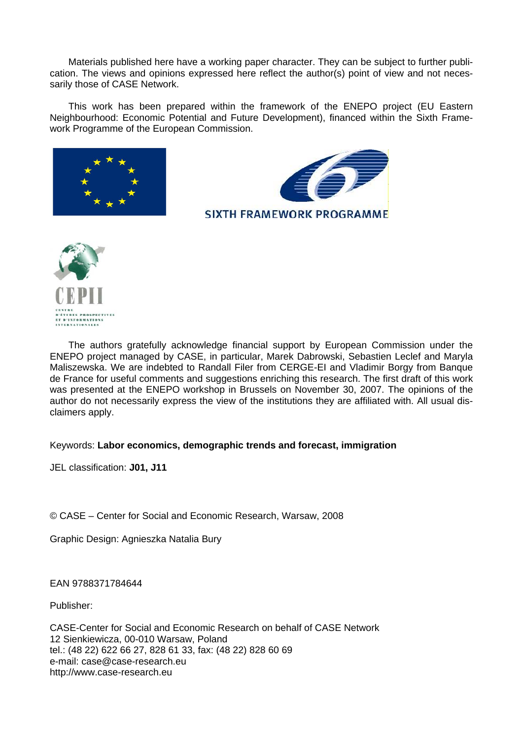Materials published here have a working paper character. They can be subject to further publication. The views and opinions expressed here reflect the author(s) point of view and not necessarily those of CASE Network.

This work has been prepared within the framework of the ENEPO project (EU Eastern Neighbourhood: Economic Potential and Future Development), financed within the Sixth Framework Programme of the European Commission.

SIXTH FRAMEWORK PROGRAMME

CEPII

CENTRE D'ÉTUDES PROSPECTIVES ET D'INFORMATIONS INTERNATIONALES

The authors gratefully acknowledge financial support by European Commission under the ENEPO project managed by CASE, in particular, Marek Dabrowski, Sebastien Leclef and Maryla Maliszewska. We are indebted to Randall Filer from CERGE-EI and Vladimir Borgy from Banque de France for useful comments and suggestions enriching this research. The first draft of this work was presented at the ENEPO workshop in Brussels on November 30, 2007. The opinions of the author do not necessarily express the view of the institutions they are affiliated with. All usual disclaimers apply.

Keywords: **Labor economics, demographic trends and forecast, immigration**

JEL classification: **J01, J11**

© CASE – Center for Social and Economic Research, Warsaw, 2008

Graphic Design: Agnieszka Natalia Bury

EAN 9788371784644

Publisher:

CASE-Center for Social and Economic Research on behalf of CASE Network
12 Sienkiewicza, 00-010 Warsaw, Poland
tel.: (48 22) 622 66 27, 828 61 33, fax: (48 22) 828 60 69
e-mail: case@case-research.eu
http://www.case-research.eu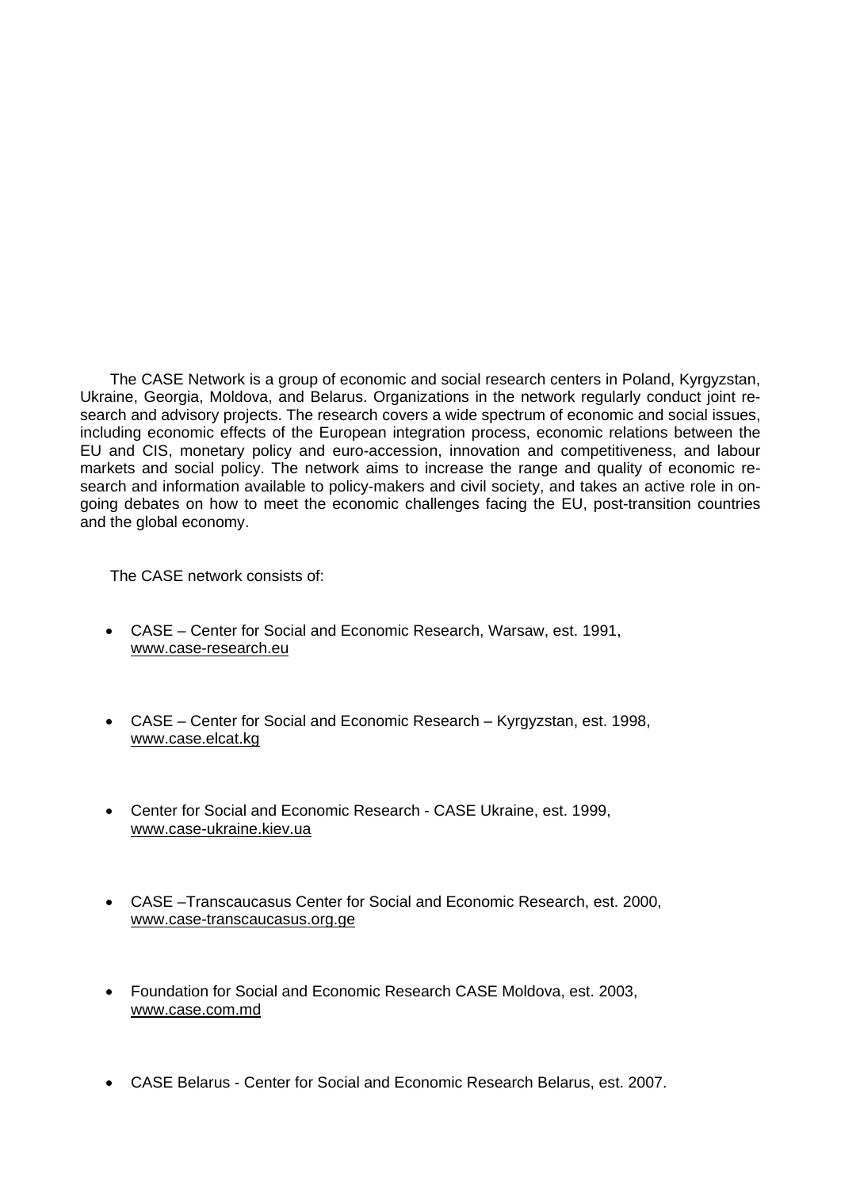The CASE Network is a group of economic and social research centers in Poland, Kyrgyzstan, Ukraine, Georgia, Moldova, and Belarus. Organizations in the network regularly conduct joint research and advisory projects. The research covers a wide spectrum of economic and social issues, including economic effects of the European integration process, economic relations between the EU and CIS, monetary policy and euro-accession, innovation and competitiveness, and labour markets and social policy. The network aims to increase the range and quality of economic research and information available to policy-makers and civil society, and takes an active role in on-going debates on how to meet the economic challenges facing the EU, post-transition countries and the global economy.

The CASE network consists of:

- CASE – Center for Social and Economic Research, Warsaw, est. 1991, www.case-research.eu
- CASE – Center for Social and Economic Research – Kyrgyzstan, est. 1998, www.case.elcat.kg
- Center for Social and Economic Research - CASE Ukraine, est. 1999, www.case-ukraine.kiev.ua
- CASE –Transcaucasus Center for Social and Economic Research, est. 2000, www.case-transcaucasus.org.ge
- Foundation for Social and Economic Research CASE Moldova, est. 2003, www.case.com.md
- CASE Belarus - Center for Social and Economic Research Belarus, est. 2007.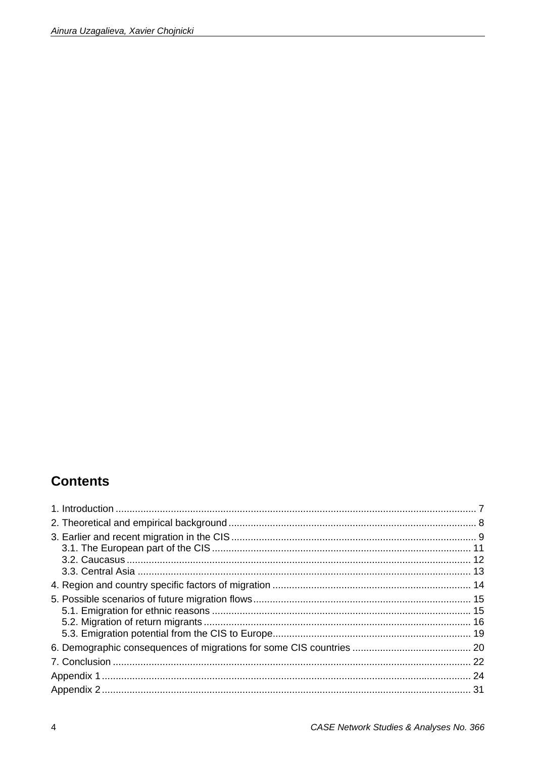## Contents

1. Introduction .................................................................................................................................. 7
2. Theoretical and empirical background ......................................................................................... 8
3. Earlier and recent migration in the CIS ........................................................................................ 9
   3.1. The European part of the CIS ............................................................................................. 11
   3.2. Caucasus ............................................................................................................................ 12
   3.3. Central Asia ........................................................................................................................ 13
4. Region and country specific factors of migration ........................................................................ 14
5. Possible scenarios of future migration flows ............................................................................... 15
   5.1. Emigration for ethnic reasons .............................................................................................. 15
   5.2. Migration of return migrants ................................................................................................. 16
   5.3. Emigration potential from the CIS to Europe ........................................................................ 19
6. Demographic consequences of migrations for some CIS countries ........................................... 20
7. Conclusion .................................................................................................................................. 22
Appendix 1 ..................................................................................................................................... 24
Appendix 2 ..................................................................................................................................... 31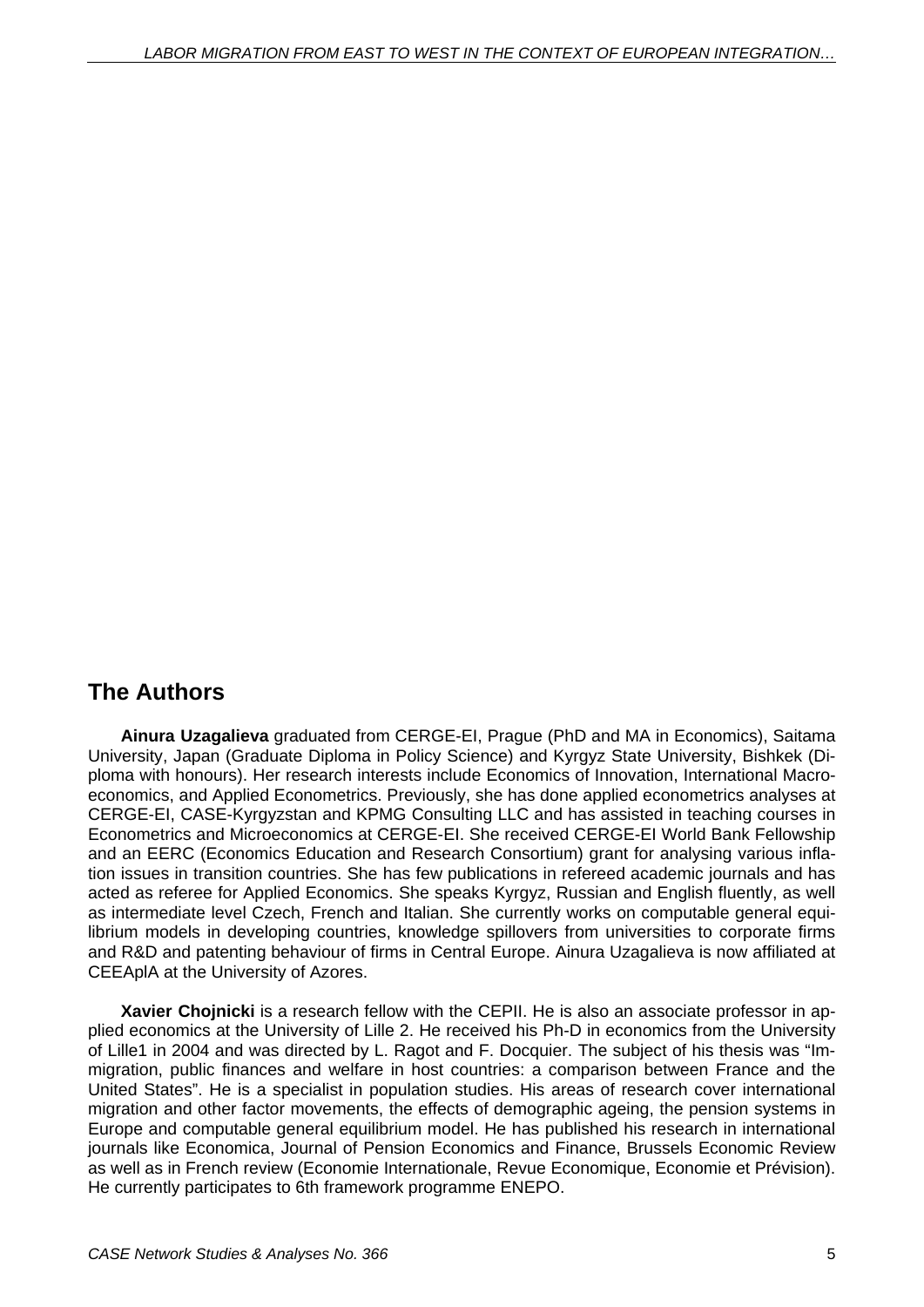## The Authors

**Ainura Uzagalieva** graduated from CERGE-EI, Prague (PhD and MA in Economics), Saitama University, Japan (Graduate Diploma in Policy Science) and Kyrgyz State University, Bishkek (Diploma with honours). Her research interests include Economics of Innovation, International Macroeconomics, and Applied Econometrics. Previously, she has done applied econometrics analyses at CERGE-EI, CASE-Kyrgyzstan and KPMG Consulting LLC and has assisted in teaching courses in Econometrics and Microeconomics at CERGE-EI. She received CERGE-EI World Bank Fellowship and an EERC (Economics Education and Research Consortium) grant for analysing various inflation issues in transition countries. She has few publications in refereed academic journals and has acted as referee for Applied Economics. She speaks Kyrgyz, Russian and English fluently, as well as intermediate level Czech, French and Italian. She currently works on computable general equilibrium models in developing countries, knowledge spillovers from universities to corporate firms and R&D and patenting behaviour of firms in Central Europe. Ainura Uzagalieva is now affiliated at CEEAplA at the University of Azores.

**Xavier Chojnicki** is a research fellow with the CEPII. He is also an associate professor in applied economics at the University of Lille 2. He received his Ph-D in economics from the University of Lille1 in 2004 and was directed by L. Ragot and F. Docquier. The subject of his thesis was "Immigration, public finances and welfare in host countries: a comparison between France and the United States". He is a specialist in population studies. His areas of research cover international migration and other factor movements, the effects of demographic ageing, the pension systems in Europe and computable general equilibrium model. He has published his research in international journals like Economica, Journal of Pension Economics and Finance, Brussels Economic Review as well as in French review (Economie Internationale, Revue Economique, Economie et Prévision). He currently participates to 6th framework programme ENEPO.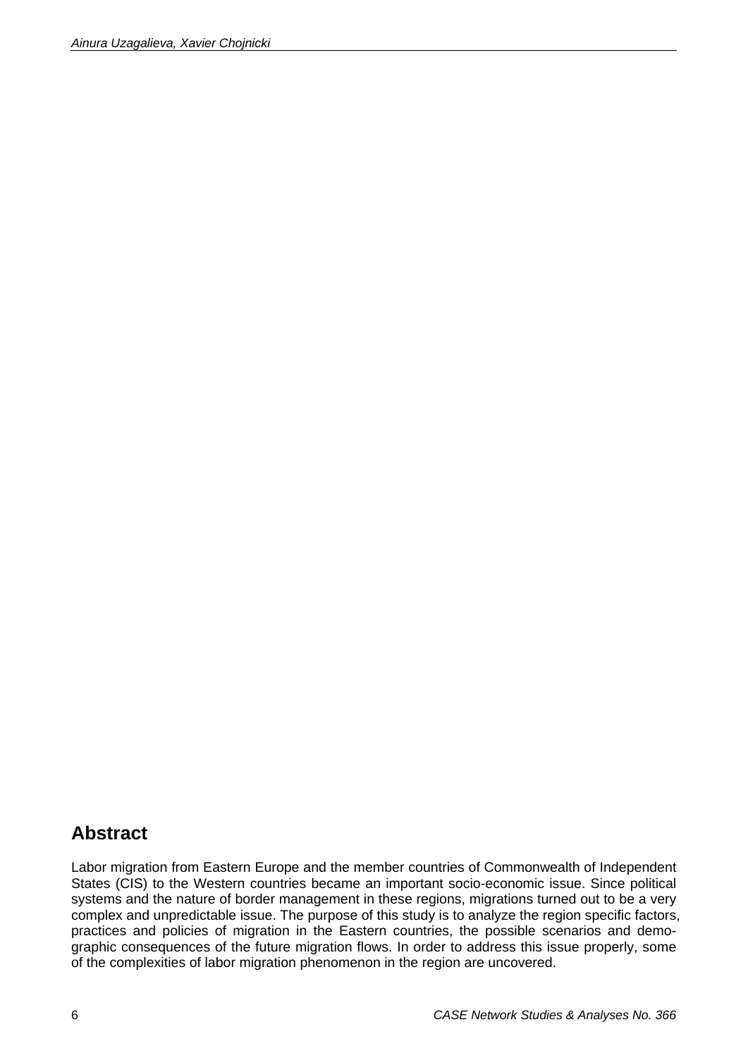## Abstract

Labor migration from Eastern Europe and the member countries of Commonwealth of Independent States (CIS) to the Western countries became an important socio-economic issue. Since political systems and the nature of border management in these regions, migrations turned out to be a very complex and unpredictable issue. The purpose of this study is to analyze the region specific factors, practices and policies of migration in the Eastern countries, the possible scenarios and demographic consequences of the future migration flows. In order to address this issue properly, some of the complexities of labor migration phenomenon in the region are uncovered.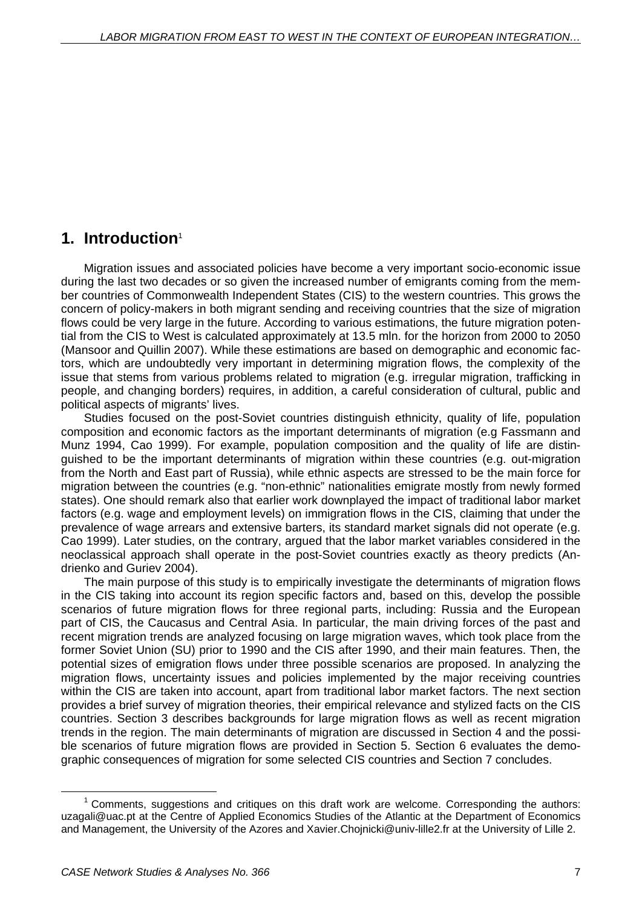# 1. Introduction[1]

Migration issues and associated policies have become a very important socio-economic issue during the last two decades or so given the increased number of emigrants coming from the member countries of Commonwealth Independent States (CIS) to the western countries. This grows the concern of policy-makers in both migrant sending and receiving countries that the size of migration flows could be very large in the future. According to various estimations, the future migration potential from the CIS to West is calculated approximately at 13.5 mln. for the horizon from 2000 to 2050 (Mansoor and Quillin 2007). While these estimations are based on demographic and economic factors, which are undoubtedly very important in determining migration flows, the complexity of the issue that stems from various problems related to migration (e.g. irregular migration, trafficking in people, and changing borders) requires, in addition, a careful consideration of cultural, public and political aspects of migrants' lives.

Studies focused on the post-Soviet countries distinguish ethnicity, quality of life, population composition and economic factors as the important determinants of migration (e.g Fassmann and Munz 1994, Cao 1999). For example, population composition and the quality of life are distinguished to be the important determinants of migration within these countries (e.g. out-migration from the North and East part of Russia), while ethnic aspects are stressed to be the main force for migration between the countries (e.g. "non-ethnic" nationalities emigrate mostly from newly formed states). One should remark also that earlier work downplayed the impact of traditional labor market factors (e.g. wage and employment levels) on immigration flows in the CIS, claiming that under the prevalence of wage arrears and extensive barters, its standard market signals did not operate (e.g. Cao 1999). Later studies, on the contrary, argued that the labor market variables considered in the neoclassical approach shall operate in the post-Soviet countries exactly as theory predicts (Andrienko and Guriev 2004).

The main purpose of this study is to empirically investigate the determinants of migration flows in the CIS taking into account its region specific factors and, based on this, develop the possible scenarios of future migration flows for three regional parts, including: Russia and the European part of CIS, the Caucasus and Central Asia. In particular, the main driving forces of the past and recent migration trends are analyzed focusing on large migration waves, which took place from the former Soviet Union (SU) prior to 1990 and the CIS after 1990, and their main features. Then, the potential sizes of emigration flows under three possible scenarios are proposed. In analyzing the migration flows, uncertainty issues and policies implemented by the major receiving countries within the CIS are taken into account, apart from traditional labor market factors. The next section provides a brief survey of migration theories, their empirical relevance and stylized facts on the CIS countries. Section 3 describes backgrounds for large migration flows as well as recent migration trends in the region. The main determinants of migration are discussed in Section 4 and the possible scenarios of future migration flows are provided in Section 5. Section 6 evaluates the demographic consequences of migration for some selected CIS countries and Section 7 concludes.

---

[1] Comments, suggestions and critiques on this draft work are welcome. Corresponding the authors: uzagali@uac.pt at the Centre of Applied Economics Studies of the Atlantic at the Department of Economics and Management, the University of the Azores and Xavier.Chojnicki@univ-lille2.fr at the University of Lille 2.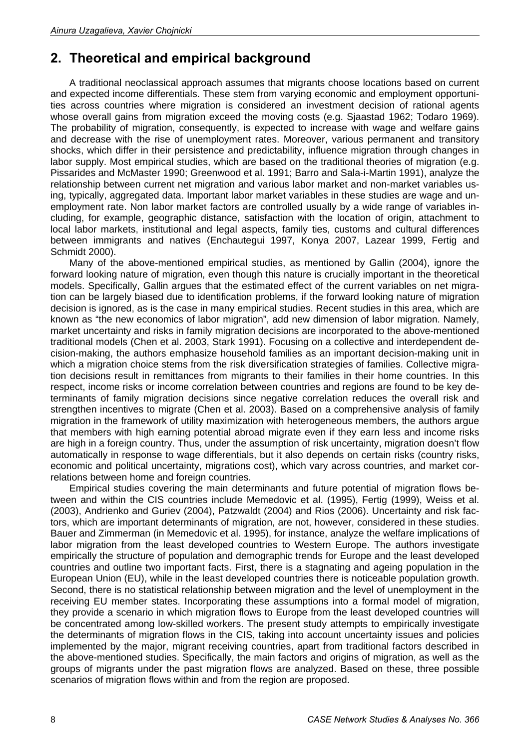## 2. Theoretical and empirical background

A traditional neoclassical approach assumes that migrants choose locations based on current and expected income differentials. These stem from varying economic and employment opportunities across countries where migration is considered an investment decision of rational agents whose overall gains from migration exceed the moving costs (e.g. Sjaastad 1962; Todaro 1969). The probability of migration, consequently, is expected to increase with wage and welfare gains and decrease with the rise of unemployment rates. Moreover, various permanent and transitory shocks, which differ in their persistence and predictability, influence migration through changes in labor supply. Most empirical studies, which are based on the traditional theories of migration (e.g. Pissarides and McMaster 1990; Greenwood et al. 1991; Barro and Sala-i-Martin 1991), analyze the relationship between current net migration and various labor market and non-market variables using, typically, aggregated data. Important labor market variables in these studies are wage and unemployment rate. Non labor market factors are controlled usually by a wide range of variables including, for example, geographic distance, satisfaction with the location of origin, attachment to local labor markets, institutional and legal aspects, family ties, customs and cultural differences between immigrants and natives (Enchautegui 1997, Konya 2007, Lazear 1999, Fertig and Schmidt 2000).

Many of the above-mentioned empirical studies, as mentioned by Gallin (2004), ignore the forward looking nature of migration, even though this nature is crucially important in the theoretical models. Specifically, Gallin argues that the estimated effect of the current variables on net migration can be largely biased due to identification problems, if the forward looking nature of migration decision is ignored, as is the case in many empirical studies. Recent studies in this area, which are known as "the new economics of labor migration", add new dimension of labor migration. Namely, market uncertainty and risks in family migration decisions are incorporated to the above-mentioned traditional models (Chen et al. 2003, Stark 1991). Focusing on a collective and interdependent decision-making, the authors emphasize household families as an important decision-making unit in which a migration choice stems from the risk diversification strategies of families. Collective migration decisions result in remittances from migrants to their families in their home countries. In this respect, income risks or income correlation between countries and regions are found to be key determinants of family migration decisions since negative correlation reduces the overall risk and strengthen incentives to migrate (Chen et al. 2003). Based on a comprehensive analysis of family migration in the framework of utility maximization with heterogeneous members, the authors argue that members with high earning potential abroad migrate even if they earn less and income risks are high in a foreign country. Thus, under the assumption of risk uncertainty, migration doesn't flow automatically in response to wage differentials, but it also depends on certain risks (country risks, economic and political uncertainty, migrations cost), which vary across countries, and market correlations between home and foreign countries.

Empirical studies covering the main determinants and future potential of migration flows between and within the CIS countries include Memedovic et al. (1995), Fertig (1999), Weiss et al. (2003), Andrienko and Guriev (2004), Patzwaldt (2004) and Rios (2006). Uncertainty and risk factors, which are important determinants of migration, are not, however, considered in these studies. Bauer and Zimmerman (in Memedovic et al. 1995), for instance, analyze the welfare implications of labor migration from the least developed countries to Western Europe. The authors investigate empirically the structure of population and demographic trends for Europe and the least developed countries and outline two important facts. First, there is a stagnating and ageing population in the European Union (EU), while in the least developed countries there is noticeable population growth. Second, there is no statistical relationship between migration and the level of unemployment in the receiving EU member states. Incorporating these assumptions into a formal model of migration, they provide a scenario in which migration flows to Europe from the least developed countries will be concentrated among low-skilled workers. The present study attempts to empirically investigate the determinants of migration flows in the CIS, taking into account uncertainty issues and policies implemented by the major, migrant receiving countries, apart from traditional factors described in the above-mentioned studies. Specifically, the main factors and origins of migration, as well as the groups of migrants under the past migration flows are analyzed. Based on these, three possible scenarios of migration flows within and from the region are proposed.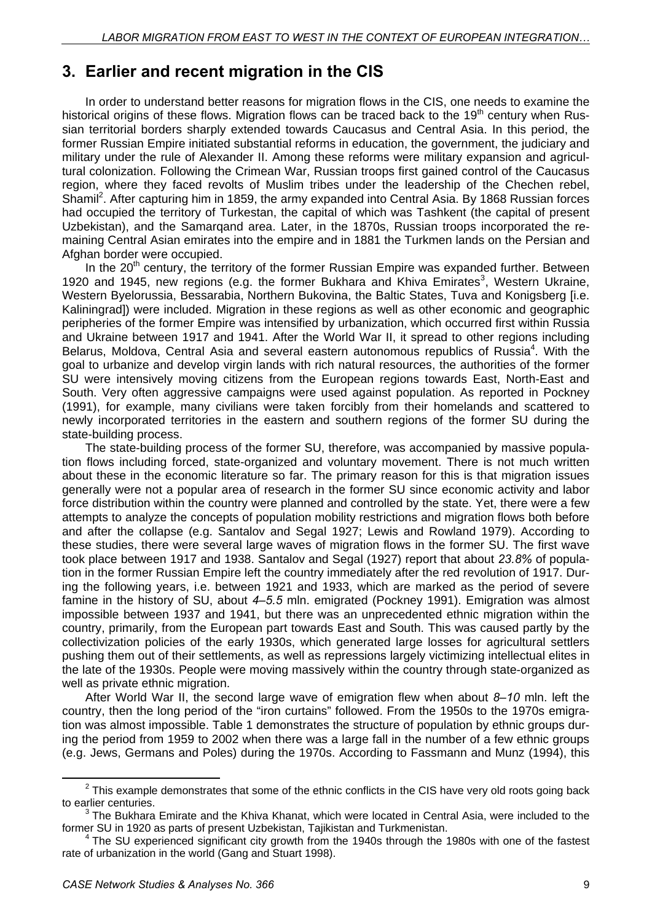## 3. Earlier and recent migration in the CIS

In order to understand better reasons for migration flows in the CIS, one needs to examine the historical origins of these flows. Migration flows can be traced back to the 19th century when Russian territorial borders sharply extended towards Caucasus and Central Asia. In this period, the former Russian Empire initiated substantial reforms in education, the government, the judiciary and military under the rule of Alexander II. Among these reforms were military expansion and agricultural colonization. Following the Crimean War, Russian troops first gained control of the Caucasus region, where they faced revolts of Muslim tribes under the leadership of the Chechen rebel, Shamil[2]. After capturing him in 1859, the army expanded into Central Asia. By 1868 Russian forces had occupied the territory of Turkestan, the capital of which was Tashkent (the capital of present Uzbekistan), and the Samarqand area. Later, in the 1870s, Russian troops incorporated the remaining Central Asian emirates into the empire and in 1881 the Turkmen lands on the Persian and Afghan border were occupied.

In the 20th century, the territory of the former Russian Empire was expanded further. Between 1920 and 1945, new regions (e.g. the former Bukhara and Khiva Emirates[3], Western Ukraine, Western Byelorussia, Bessarabia, Northern Bukovina, the Baltic States, Tuva and Konigsberg [i.e. Kaliningrad]) were included. Migration in these regions as well as other economic and geographic peripheries of the former Empire was intensified by urbanization, which occurred first within Russia and Ukraine between 1917 and 1941. After the World War II, it spread to other regions including Belarus, Moldova, Central Asia and several eastern autonomous republics of Russia[4]. With the goal to urbanize and develop virgin lands with rich natural resources, the authorities of the former SU were intensively moving citizens from the European regions towards East, North-East and South. Very often aggressive campaigns were used against population. As reported in Pockney (1991), for example, many civilians were taken forcibly from their homelands and scattered to newly incorporated territories in the eastern and southern regions of the former SU during the state-building process.

The state-building process of the former SU, therefore, was accompanied by massive population flows including forced, state-organized and voluntary movement. There is not much written about these in the economic literature so far. The primary reason for this is that migration issues generally were not a popular area of research in the former SU since economic activity and labor force distribution within the country were planned and controlled by the state. Yet, there were a few attempts to analyze the concepts of population mobility restrictions and migration flows both before and after the collapse (e.g. Santalov and Segal 1927; Lewis and Rowland 1979). According to these studies, there were several large waves of migration flows in the former SU. The first wave took place between 1917 and 1938. Santalov and Segal (1927) report that about *23.8%* of population in the former Russian Empire left the country immediately after the red revolution of 1917. During the following years, i.e. between 1921 and 1933, which are marked as the period of severe famine in the history of SU, about *4–5.5* mln. emigrated (Pockney 1991). Emigration was almost impossible between 1937 and 1941, but there was an unprecedented ethnic migration within the country, primarily, from the European part towards East and South. This was caused partly by the collectivization policies of the early 1930s, which generated large losses for agricultural settlers pushing them out of their settlements, as well as repressions largely victimizing intellectual elites in the late of the 1930s. People were moving massively within the country through state-organized as well as private ethnic migration.

After World War II, the second large wave of emigration flew when about *8–10* mln. left the country, then the long period of the "iron curtains" followed. From the 1950s to the 1970s emigration was almost impossible. Table 1 demonstrates the structure of population by ethnic groups during the period from 1959 to 2002 when there was a large fall in the number of a few ethnic groups (e.g. Jews, Germans and Poles) during the 1970s. According to Fassmann and Munz (1994), this

---

[2] This example demonstrates that some of the ethnic conflicts in the CIS have very old roots going back to earlier centuries.

[3] The Bukhara Emirate and the Khiva Khanat, which were located in Central Asia, were included to the former SU in 1920 as parts of present Uzbekistan, Tajikistan and Turkmenistan.

[4] The SU experienced significant city growth from the 1940s through the 1980s with one of the fastest rate of urbanization in the world (Gang and Stuart 1998).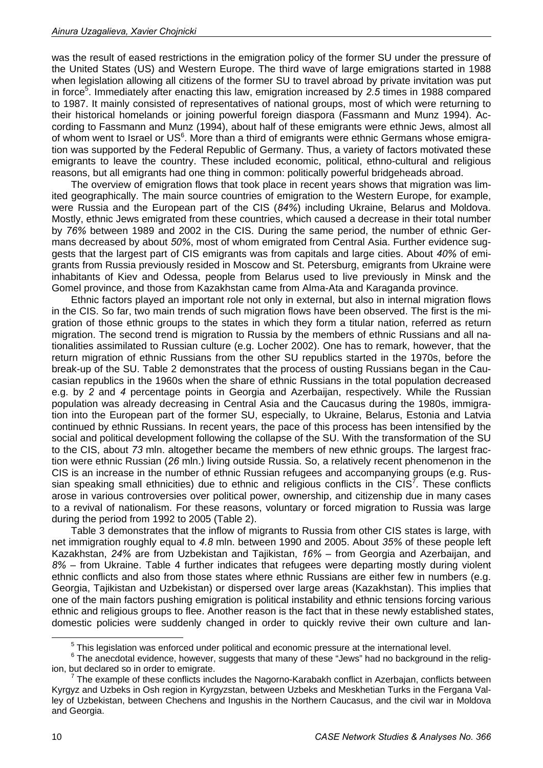was the result of eased restrictions in the emigration policy of the former SU under the pressure of the United States (US) and Western Europe. The third wave of large emigrations started in 1988 when legislation allowing all citizens of the former SU to travel abroad by private invitation was put in force[5]. Immediately after enacting this law, emigration increased by *2.5* times in 1988 compared to 1987. It mainly consisted of representatives of national groups, most of which were returning to their historical homelands or joining powerful foreign diaspora (Fassmann and Munz 1994). According to Fassmann and Munz (1994), about half of these emigrants were ethnic Jews, almost all of whom went to Israel or US[6]. More than a third of emigrants were ethnic Germans whose emigration was supported by the Federal Republic of Germany. Thus, a variety of factors motivated these emigrants to leave the country. These included economic, political, ethno-cultural and religious reasons, but all emigrants had one thing in common: politically powerful bridgeheads abroad.

The overview of emigration flows that took place in recent years shows that migration was limited geographically. The main source countries of emigration to the Western Europe, for example, were Russia and the European part of the CIS (*84%*) including Ukraine, Belarus and Moldova. Mostly, ethnic Jews emigrated from these countries, which caused a decrease in their total number by *76%* between 1989 and 2002 in the CIS. During the same period, the number of ethnic Germans decreased by about *50%*, most of whom emigrated from Central Asia. Further evidence suggests that the largest part of CIS emigrants was from capitals and large cities. About *40%* of emigrants from Russia previously resided in Moscow and St. Petersburg, emigrants from Ukraine were inhabitants of Kiev and Odessa, people from Belarus used to live previously in Minsk and the Gomel province, and those from Kazakhstan came from Alma-Ata and Karaganda province.

Ethnic factors played an important role not only in external, but also in internal migration flows in the CIS. So far, two main trends of such migration flows have been observed. The first is the migration of those ethnic groups to the states in which they form a titular nation, referred as return migration. The second trend is migration to Russia by the members of ethnic Russians and all nationalities assimilated to Russian culture (e.g. Locher 2002). One has to remark, however, that the return migration of ethnic Russians from the other SU republics started in the 1970s, before the break-up of the SU. Table 2 demonstrates that the process of ousting Russians began in the Caucasian republics in the 1960s when the share of ethnic Russians in the total population decreased e.g. by *2* and *4* percentage points in Georgia and Azerbaijan, respectively. While the Russian population was already decreasing in Central Asia and the Caucasus during the 1980s, immigration into the European part of the former SU, especially, to Ukraine, Belarus, Estonia and Latvia continued by ethnic Russians. In recent years, the pace of this process has been intensified by the social and political development following the collapse of the SU. With the transformation of the SU to the CIS, about *73* mln. altogether became the members of new ethnic groups. The largest fraction were ethnic Russian (*26* mln.) living outside Russia. So, a relatively recent phenomenon in the CIS is an increase in the number of ethnic Russian refugees and accompanying groups (e.g. Russian speaking small ethnicities) due to ethnic and religious conflicts in the CIS[7]. These conflicts arose in various controversies over political power, ownership, and citizenship due in many cases to a revival of nationalism. For these reasons, voluntary or forced migration to Russia was large during the period from 1992 to 2005 (Table 2).

Table 3 demonstrates that the inflow of migrants to Russia from other CIS states is large, with net immigration roughly equal to *4.8* mln. between 1990 and 2005. About *35%* of these people left Kazakhstan, *24%* are from Uzbekistan and Tajikistan, *16%* – from Georgia and Azerbaijan, and *8%* – from Ukraine. Table 4 further indicates that refugees were departing mostly during violent ethnic conflicts and also from those states where ethnic Russians are either few in numbers (e.g. Georgia, Tajikistan and Uzbekistan) or dispersed over large areas (Kazakhstan). This implies that one of the main factors pushing emigration is political instability and ethnic tensions forcing various ethnic and religious groups to flee. Another reason is the fact that in these newly established states, domestic policies were suddenly changed in order to quickly revive their own culture and lan-

---

[5] This legislation was enforced under political and economic pressure at the international level.

[6] The anecdotal evidence, however, suggests that many of these "Jews" had no background in the religion, but declared so in order to emigrate.

[7] The example of these conflicts includes the Nagorno-Karabakh conflict in Azerbajan, conflicts between Kyrgyz and Uzbeks in Osh region in Kyrgyzstan, between Uzbeks and Meskhetian Turks in the Fergana Valley of Uzbekistan, between Chechens and Ingushis in the Northern Caucasus, and the civil war in Moldova and Georgia.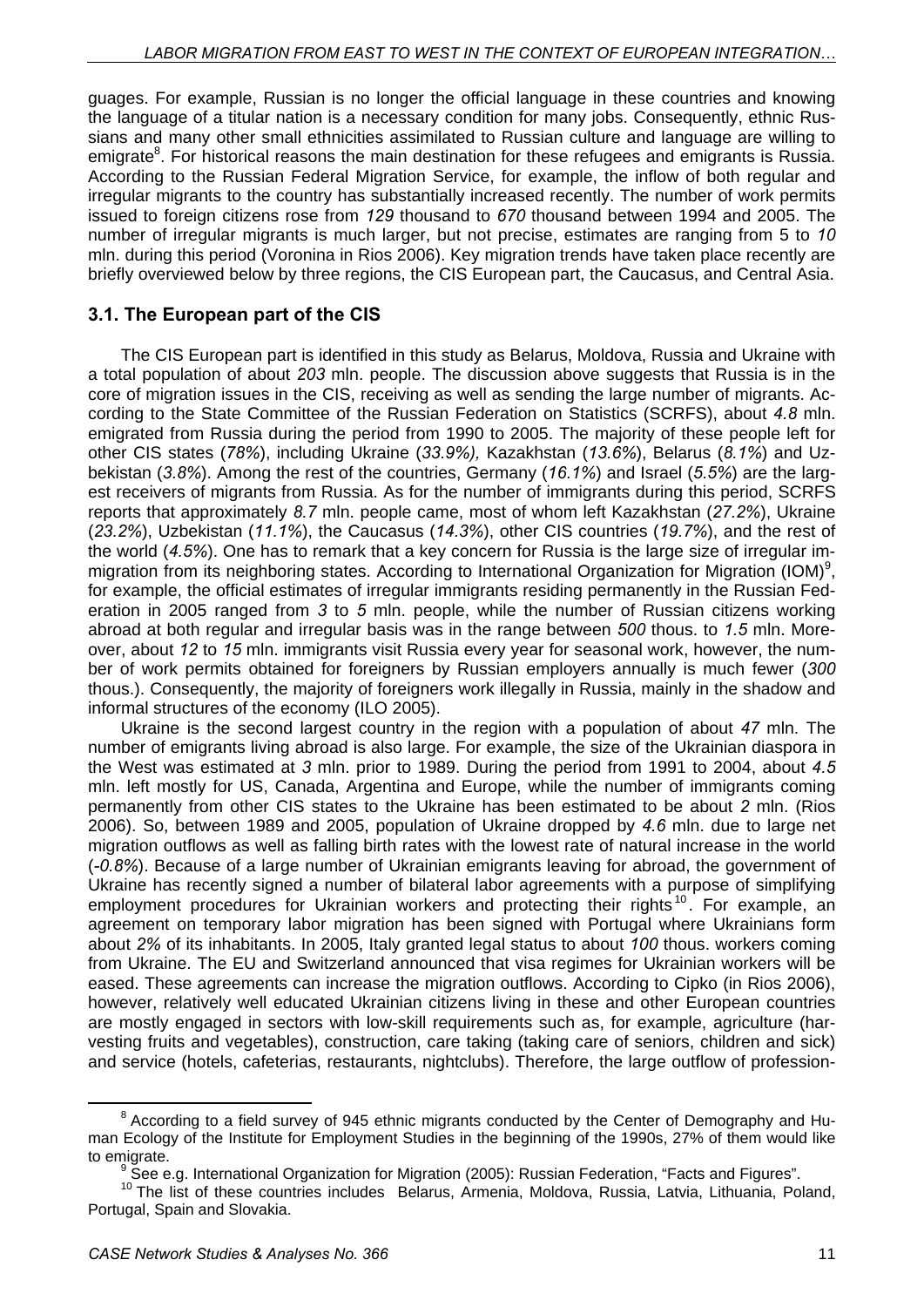guages. For example, Russian is no longer the official language in these countries and knowing the language of a titular nation is a necessary condition for many jobs. Consequently, ethnic Russians and many other small ethnicities assimilated to Russian culture and language are willing to emigrate[8]. For historical reasons the main destination for these refugees and emigrants is Russia. According to the Russian Federal Migration Service, for example, the inflow of both regular and irregular migrants to the country has substantially increased recently. The number of work permits issued to foreign citizens rose from *129* thousand to *670* thousand between 1994 and 2005. The number of irregular migrants is much larger, but not precise, estimates are ranging from 5 to *10* mln. during this period (Voronina in Rios 2006). Key migration trends have taken place recently are briefly overviewed below by three regions, the CIS European part, the Caucasus, and Central Asia.

## 3.1. The European part of the CIS

The CIS European part is identified in this study as Belarus, Moldova, Russia and Ukraine with a total population of about *203* mln. people. The discussion above suggests that Russia is in the core of migration issues in the CIS, receiving as well as sending the large number of migrants. According to the State Committee of the Russian Federation on Statistics (SCRFS), about *4.8* mln. emigrated from Russia during the period from 1990 to 2005. The majority of these people left for other CIS states (*78%*), including Ukraine (*33.9%),* Kazakhstan (*13.6%*), Belarus (*8.1%*) and Uzbekistan (*3.8%*). Among the rest of the countries, Germany (*16.1%*) and Israel (*5.5%*) are the largest receivers of migrants from Russia. As for the number of immigrants during this period, SCRFS reports that approximately *8.7* mln. people came, most of whom left Kazakhstan (*27.2%*), Ukraine (*23.2%*), Uzbekistan (*11.1%*), the Caucasus (*14.3%*), other CIS countries (*19.7%*), and the rest of the world (*4.5%*). One has to remark that a key concern for Russia is the large size of irregular immigration from its neighboring states. According to International Organization for Migration (IOM)[9], for example, the official estimates of irregular immigrants residing permanently in the Russian Federation in 2005 ranged from *3* to *5* mln. people, while the number of Russian citizens working abroad at both regular and irregular basis was in the range between *500* thous. to *1.5* mln. Moreover, about *12* to *15* mln. immigrants visit Russia every year for seasonal work, however, the number of work permits obtained for foreigners by Russian employers annually is much fewer (*300* thous.). Consequently, the majority of foreigners work illegally in Russia, mainly in the shadow and informal structures of the economy (ILO 2005).

Ukraine is the second largest country in the region with a population of about *47* mln. The number of emigrants living abroad is also large. For example, the size of the Ukrainian diaspora in the West was estimated at *3* mln. prior to 1989. During the period from 1991 to 2004, about *4.5* mln. left mostly for US, Canada, Argentina and Europe, while the number of immigrants coming permanently from other CIS states to the Ukraine has been estimated to be about *2* mln. (Rios 2006). So, between 1989 and 2005, population of Ukraine dropped by *4.6* mln. due to large net migration outflows as well as falling birth rates with the lowest rate of natural increase in the world (*-0.8%*). Because of a large number of Ukrainian emigrants leaving for abroad, the government of Ukraine has recently signed a number of bilateral labor agreements with a purpose of simplifying employment procedures for Ukrainian workers and protecting their rights[10]. For example, an agreement on temporary labor migration has been signed with Portugal where Ukrainians form about *2%* of its inhabitants. In 2005, Italy granted legal status to about *100* thous. workers coming from Ukraine. The EU and Switzerland announced that visa regimes for Ukrainian workers will be eased. These agreements can increase the migration outflows. According to Cipko (in Rios 2006), however, relatively well educated Ukrainian citizens living in these and other European countries are mostly engaged in sectors with low-skill requirements such as, for example, agriculture (harvesting fruits and vegetables), construction, care taking (taking care of seniors, children and sick) and service (hotels, cafeterias, restaurants, nightclubs). Therefore, the large outflow of profession-

---

[8] According to a field survey of 945 ethnic migrants conducted by the Center of Demography and Human Ecology of the Institute for Employment Studies in the beginning of the 1990s, 27% of them would like to emigrate.

[9] See e.g. International Organization for Migration (2005): Russian Federation, "Facts and Figures".

[10] The list of these countries includes Belarus, Armenia, Moldova, Russia, Latvia, Lithuania, Poland, Portugal, Spain and Slovakia.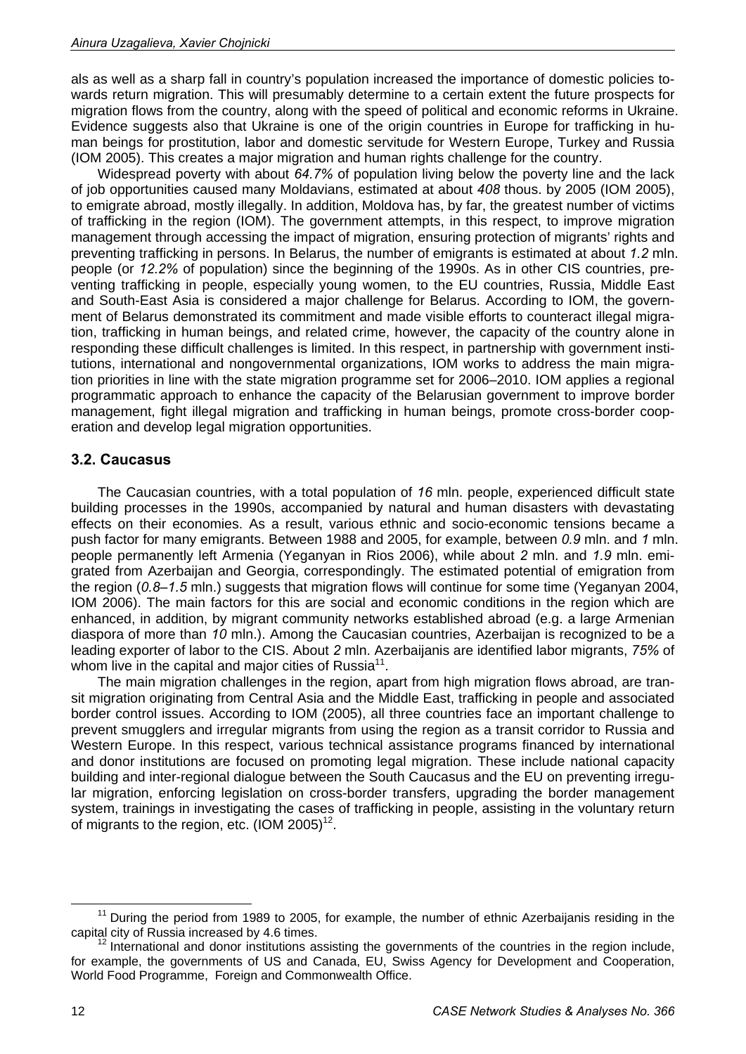als as well as a sharp fall in country's population increased the importance of domestic policies towards return migration. This will presumably determine to a certain extent the future prospects for migration flows from the country, along with the speed of political and economic reforms in Ukraine. Evidence suggests also that Ukraine is one of the origin countries in Europe for trafficking in human beings for prostitution, labor and domestic servitude for Western Europe, Turkey and Russia (IOM 2005). This creates a major migration and human rights challenge for the country.

Widespread poverty with about *64.7%* of population living below the poverty line and the lack of job opportunities caused many Moldavians, estimated at about *408* thous. by 2005 (IOM 2005), to emigrate abroad, mostly illegally. In addition, Moldova has, by far, the greatest number of victims of trafficking in the region (IOM). The government attempts, in this respect, to improve migration management through accessing the impact of migration, ensuring protection of migrants' rights and preventing trafficking in persons. In Belarus, the number of emigrants is estimated at about *1.2* mln. people (or *12.2%* of population) since the beginning of the 1990s. As in other CIS countries, preventing trafficking in people, especially young women, to the EU countries, Russia, Middle East and South-East Asia is considered a major challenge for Belarus. According to IOM, the government of Belarus demonstrated its commitment and made visible efforts to counteract illegal migration, trafficking in human beings, and related crime, however, the capacity of the country alone in responding these difficult challenges is limited. In this respect, in partnership with government institutions, international and nongovernmental organizations, IOM works to address the main migration priorities in line with the state migration programme set for 2006–2010. IOM applies a regional programmatic approach to enhance the capacity of the Belarusian government to improve border management, fight illegal migration and trafficking in human beings, promote cross-border cooperation and develop legal migration opportunities.

### 3.2. Caucasus

The Caucasian countries, with a total population of *16* mln. people, experienced difficult state building processes in the 1990s, accompanied by natural and human disasters with devastating effects on their economies. As a result, various ethnic and socio-economic tensions became a push factor for many emigrants. Between 1988 and 2005, for example, between *0.9* mln. and *1* mln. people permanently left Armenia (Yeganyan in Rios 2006), while about *2* mln. and *1.9* mln. emigrated from Azerbaijan and Georgia, correspondingly. The estimated potential of emigration from the region (*0.8–1.5* mln.) suggests that migration flows will continue for some time (Yeganyan 2004, IOM 2006). The main factors for this are social and economic conditions in the region which are enhanced, in addition, by migrant community networks established abroad (e.g. a large Armenian diaspora of more than *10* mln.). Among the Caucasian countries, Azerbaijan is recognized to be a leading exporter of labor to the CIS. About *2* mln. Azerbaijanis are identified labor migrants, *75%* of whom live in the capital and major cities of Russia[11].

The main migration challenges in the region, apart from high migration flows abroad, are transit migration originating from Central Asia and the Middle East, trafficking in people and associated border control issues. According to IOM (2005), all three countries face an important challenge to prevent smugglers and irregular migrants from using the region as a transit corridor to Russia and Western Europe. In this respect, various technical assistance programs financed by international and donor institutions are focused on promoting legal migration. These include national capacity building and inter-regional dialogue between the South Caucasus and the EU on preventing irregular migration, enforcing legislation on cross-border transfers, upgrading the border management system, trainings in investigating the cases of trafficking in people, assisting in the voluntary return of migrants to the region, etc. (IOM 2005)[12].

---

[11] During the period from 1989 to 2005, for example, the number of ethnic Azerbaijanis residing in the capital city of Russia increased by 4.6 times.

[12] International and donor institutions assisting the governments of the countries in the region include, for example, the governments of US and Canada, EU, Swiss Agency for Development and Cooperation, World Food Programme, Foreign and Commonwealth Office.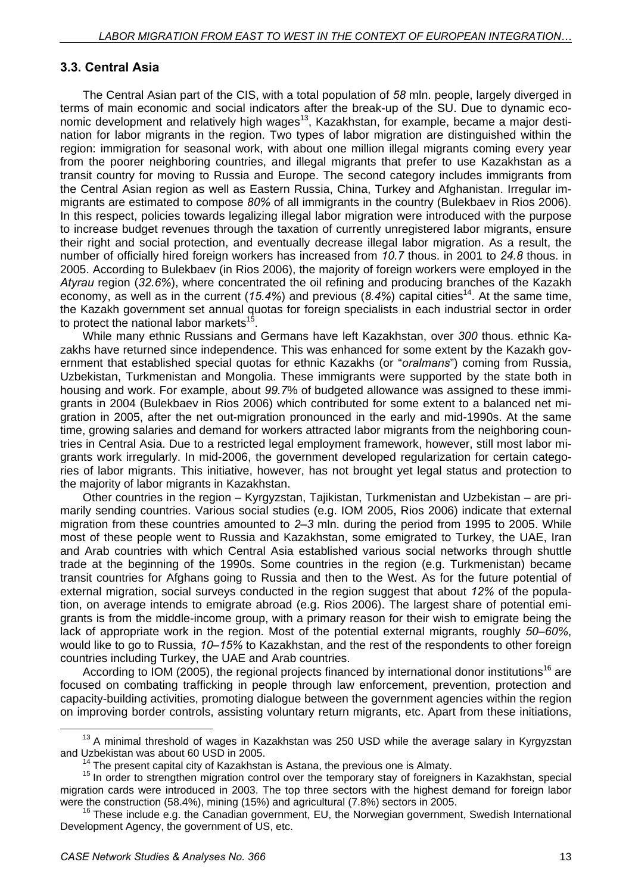## 3.3. Central Asia

The Central Asian part of the CIS, with a total population of *58* mln. people, largely diverged in terms of main economic and social indicators after the break-up of the SU. Due to dynamic economic development and relatively high wages[13], Kazakhstan, for example, became a major destination for labor migrants in the region. Two types of labor migration are distinguished within the region: immigration for seasonal work, with about one million illegal migrants coming every year from the poorer neighboring countries, and illegal migrants that prefer to use Kazakhstan as a transit country for moving to Russia and Europe. The second category includes immigrants from the Central Asian region as well as Eastern Russia, China, Turkey and Afghanistan. Irregular immigrants are estimated to compose *80%* of all immigrants in the country (Bulekbaev in Rios 2006). In this respect, policies towards legalizing illegal labor migration were introduced with the purpose to increase budget revenues through the taxation of currently unregistered labor migrants, ensure their right and social protection, and eventually decrease illegal labor migration. As a result, the number of officially hired foreign workers has increased from *10.7* thous. in 2001 to *24.8* thous. in 2005. According to Bulekbaev (in Rios 2006), the majority of foreign workers were employed in the *Atyrau* region (*32.6%*), where concentrated the oil refining and producing branches of the Kazakh economy, as well as in the current (*15.4%*) and previous (*8.4%*) capital cities[14]. At the same time, the Kazakh government set annual quotas for foreign specialists in each industrial sector in order to protect the national labor markets[15].

While many ethnic Russians and Germans have left Kazakhstan, over *300* thous. ethnic Kazakhs have returned since independence. This was enhanced for some extent by the Kazakh government that established special quotas for ethnic Kazakhs (or "*oralmans*") coming from Russia, Uzbekistan, Turkmenistan and Mongolia. These immigrants were supported by the state both in housing and work. For example, about *99.7*% of budgeted allowance was assigned to these immigrants in 2004 (Bulekbaev in Rios 2006) which contributed for some extent to a balanced net migration in 2005, after the net out-migration pronounced in the early and mid-1990s. At the same time, growing salaries and demand for workers attracted labor migrants from the neighboring countries in Central Asia. Due to a restricted legal employment framework, however, still most labor migrants work irregularly. In mid-2006, the government developed regularization for certain categories of labor migrants. This initiative, however, has not brought yet legal status and protection to the majority of labor migrants in Kazakhstan.

Other countries in the region – Kyrgyzstan, Tajikistan, Turkmenistan and Uzbekistan – are primarily sending countries. Various social studies (e.g. IOM 2005, Rios 2006) indicate that external migration from these countries amounted to *2–3* mln. during the period from 1995 to 2005. While most of these people went to Russia and Kazakhstan, some emigrated to Turkey, the UAE, Iran and Arab countries with which Central Asia established various social networks through shuttle trade at the beginning of the 1990s. Some countries in the region (e.g. Turkmenistan) became transit countries for Afghans going to Russia and then to the West. As for the future potential of external migration, social surveys conducted in the region suggest that about *12%* of the population, on average intends to emigrate abroad (e.g. Rios 2006). The largest share of potential emigrants is from the middle-income group, with a primary reason for their wish to emigrate being the lack of appropriate work in the region. Most of the potential external migrants, roughly *50–60%*, would like to go to Russia, *10–15%* to Kazakhstan, and the rest of the respondents to other foreign countries including Turkey, the UAE and Arab countries.

According to IOM (2005), the regional projects financed by international donor institutions[16] are focused on combating trafficking in people through law enforcement, prevention, protection and capacity-building activities, promoting dialogue between the government agencies within the region on improving border controls, assisting voluntary return migrants, etc. Apart from these initiations,

---

[13] A minimal threshold of wages in Kazakhstan was 250 USD while the average salary in Kyrgyzstan and Uzbekistan was about 60 USD in 2005.

[14] The present capital city of Kazakhstan is Astana, the previous one is Almaty.

[15] In order to strengthen migration control over the temporary stay of foreigners in Kazakhstan, special migration cards were introduced in 2003. The top three sectors with the highest demand for foreign labor were the construction (58.4%), mining (15%) and agricultural (7.8%) sectors in 2005.

[16] These include e.g. the Canadian government, EU, the Norwegian government, Swedish International Development Agency, the government of US, etc.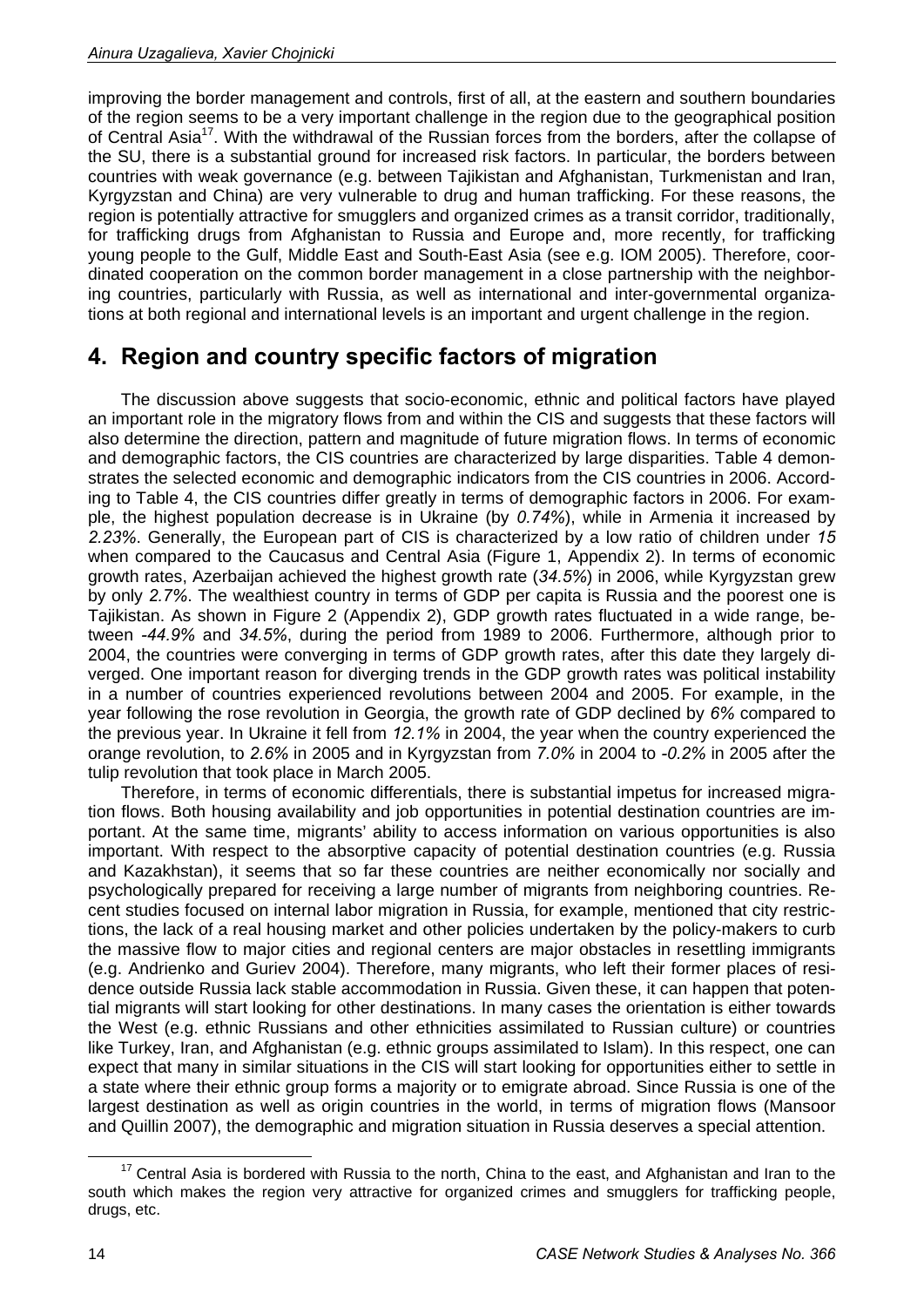improving the border management and controls, first of all, at the eastern and southern boundaries of the region seems to be a very important challenge in the region due to the geographical position of Central Asia[17]. With the withdrawal of the Russian forces from the borders, after the collapse of the SU, there is a substantial ground for increased risk factors. In particular, the borders between countries with weak governance (e.g. between Tajikistan and Afghanistan, Turkmenistan and Iran, Kyrgyzstan and China) are very vulnerable to drug and human trafficking. For these reasons, the region is potentially attractive for smugglers and organized crimes as a transit corridor, traditionally, for trafficking drugs from Afghanistan to Russia and Europe and, more recently, for trafficking young people to the Gulf, Middle East and South-East Asia (see e.g. IOM 2005). Therefore, coordinated cooperation on the common border management in a close partnership with the neighboring countries, particularly with Russia, as well as international and inter-governmental organizations at both regional and international levels is an important and urgent challenge in the region.

## 4. Region and country specific factors of migration

The discussion above suggests that socio-economic, ethnic and political factors have played an important role in the migratory flows from and within the CIS and suggests that these factors will also determine the direction, pattern and magnitude of future migration flows. In terms of economic and demographic factors, the CIS countries are characterized by large disparities. Table 4 demonstrates the selected economic and demographic indicators from the CIS countries in 2006. According to Table 4, the CIS countries differ greatly in terms of demographic factors in 2006. For example, the highest population decrease is in Ukraine (by *0.74%*), while in Armenia it increased by *2.23%*. Generally, the European part of CIS is characterized by a low ratio of children under *15* when compared to the Caucasus and Central Asia (Figure 1, Appendix 2). In terms of economic growth rates, Azerbaijan achieved the highest growth rate (*34.5%*) in 2006, while Kyrgyzstan grew by only *2.7%*. The wealthiest country in terms of GDP per capita is Russia and the poorest one is Tajikistan. As shown in Figure 2 (Appendix 2), GDP growth rates fluctuated in a wide range, between *-44.9%* and *34.5%*, during the period from 1989 to 2006. Furthermore, although prior to 2004, the countries were converging in terms of GDP growth rates, after this date they largely diverged. One important reason for diverging trends in the GDP growth rates was political instability in a number of countries experienced revolutions between 2004 and 2005. For example, in the year following the rose revolution in Georgia, the growth rate of GDP declined by *6%* compared to the previous year. In Ukraine it fell from *12.1%* in 2004, the year when the country experienced the orange revolution, to *2.6%* in 2005 and in Kyrgyzstan from *7.0%* in 2004 to *-0.2%* in 2005 after the tulip revolution that took place in March 2005.

Therefore, in terms of economic differentials, there is substantial impetus for increased migration flows. Both housing availability and job opportunities in potential destination countries are important. At the same time, migrants' ability to access information on various opportunities is also important. With respect to the absorptive capacity of potential destination countries (e.g. Russia and Kazakhstan), it seems that so far these countries are neither economically nor socially and psychologically prepared for receiving a large number of migrants from neighboring countries. Recent studies focused on internal labor migration in Russia, for example, mentioned that city restrictions, the lack of a real housing market and other policies undertaken by the policy-makers to curb the massive flow to major cities and regional centers are major obstacles in resettling immigrants (e.g. Andrienko and Guriev 2004). Therefore, many migrants, who left their former places of residence outside Russia lack stable accommodation in Russia. Given these, it can happen that potential migrants will start looking for other destinations. In many cases the orientation is either towards the West (e.g. ethnic Russians and other ethnicities assimilated to Russian culture) or countries like Turkey, Iran, and Afghanistan (e.g. ethnic groups assimilated to Islam). In this respect, one can expect that many in similar situations in the CIS will start looking for opportunities either to settle in a state where their ethnic group forms a majority or to emigrate abroad. Since Russia is one of the largest destination as well as origin countries in the world, in terms of migration flows (Mansoor and Quillin 2007), the demographic and migration situation in Russia deserves a special attention.

[17] Central Asia is bordered with Russia to the north, China to the east, and Afghanistan and Iran to the south which makes the region very attractive for organized crimes and smugglers for trafficking people, drugs, etc.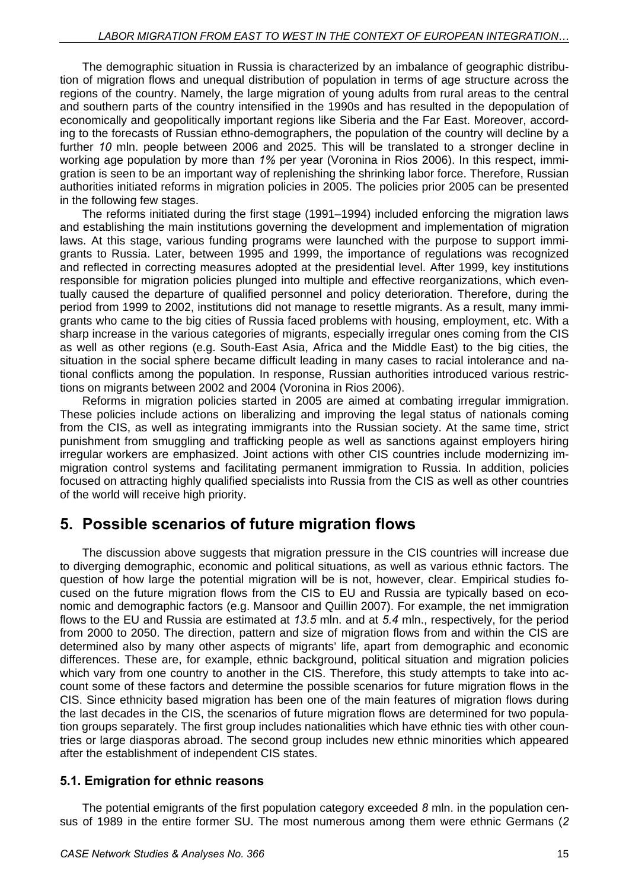The demographic situation in Russia is characterized by an imbalance of geographic distribution of migration flows and unequal distribution of population in terms of age structure across the regions of the country. Namely, the large migration of young adults from rural areas to the central and southern parts of the country intensified in the 1990s and has resulted in the depopulation of economically and geopolitically important regions like Siberia and the Far East. Moreover, according to the forecasts of Russian ethno-demographers, the population of the country will decline by a further *10* mln. people between 2006 and 2025. This will be translated to a stronger decline in working age population by more than *1%* per year (Voronina in Rios 2006). In this respect, immigration is seen to be an important way of replenishing the shrinking labor force. Therefore, Russian authorities initiated reforms in migration policies in 2005. The policies prior 2005 can be presented in the following few stages.

The reforms initiated during the first stage (1991–1994) included enforcing the migration laws and establishing the main institutions governing the development and implementation of migration laws. At this stage, various funding programs were launched with the purpose to support immigrants to Russia. Later, between 1995 and 1999, the importance of regulations was recognized and reflected in correcting measures adopted at the presidential level. After 1999, key institutions responsible for migration policies plunged into multiple and effective reorganizations, which eventually caused the departure of qualified personnel and policy deterioration. Therefore, during the period from 1999 to 2002, institutions did not manage to resettle migrants. As a result, many immigrants who came to the big cities of Russia faced problems with housing, employment, etc. With a sharp increase in the various categories of migrants, especially irregular ones coming from the CIS as well as other regions (e.g. South-East Asia, Africa and the Middle East) to the big cities, the situation in the social sphere became difficult leading in many cases to racial intolerance and national conflicts among the population. In response, Russian authorities introduced various restrictions on migrants between 2002 and 2004 (Voronina in Rios 2006).

Reforms in migration policies started in 2005 are aimed at combating irregular immigration. These policies include actions on liberalizing and improving the legal status of nationals coming from the CIS, as well as integrating immigrants into the Russian society. At the same time, strict punishment from smuggling and trafficking people as well as sanctions against employers hiring irregular workers are emphasized. Joint actions with other CIS countries include modernizing immigration control systems and facilitating permanent immigration to Russia. In addition, policies focused on attracting highly qualified specialists into Russia from the CIS as well as other countries of the world will receive high priority.

## 5. Possible scenarios of future migration flows

The discussion above suggests that migration pressure in the CIS countries will increase due to diverging demographic, economic and political situations, as well as various ethnic factors. The question of how large the potential migration will be is not, however, clear. Empirical studies focused on the future migration flows from the CIS to EU and Russia are typically based on economic and demographic factors (e.g. Mansoor and Quillin 2007). For example, the net immigration flows to the EU and Russia are estimated at *13.5* mln. and at *5.4* mln., respectively, for the period from 2000 to 2050. The direction, pattern and size of migration flows from and within the CIS are determined also by many other aspects of migrants' life, apart from demographic and economic differences. These are, for example, ethnic background, political situation and migration policies which vary from one country to another in the CIS. Therefore, this study attempts to take into account some of these factors and determine the possible scenarios for future migration flows in the CIS. Since ethnicity based migration has been one of the main features of migration flows during the last decades in the CIS, the scenarios of future migration flows are determined for two population groups separately. The first group includes nationalities which have ethnic ties with other countries or large diasporas abroad. The second group includes new ethnic minorities which appeared after the establishment of independent CIS states.

### 5.1. Emigration for ethnic reasons

The potential emigrants of the first population category exceeded *8* mln. in the population census of 1989 in the entire former SU. The most numerous among them were ethnic Germans (*2*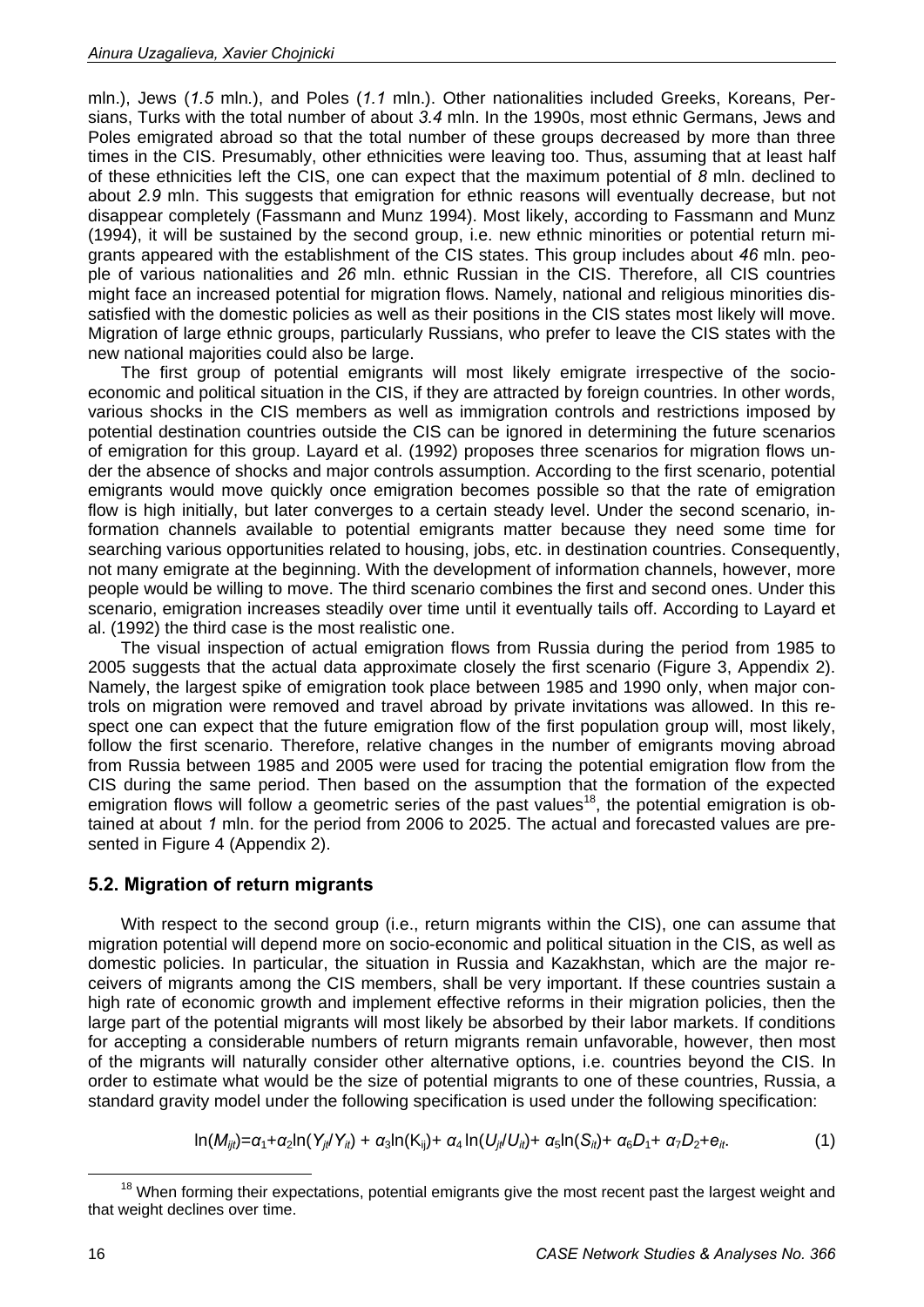mln.), Jews (*1.5* mln.), and Poles (*1.1* mln.). Other nationalities included Greeks, Koreans, Persians, Turks with the total number of about *3.4* mln. In the 1990s, most ethnic Germans, Jews and Poles emigrated abroad so that the total number of these groups decreased by more than three times in the CIS. Presumably, other ethnicities were leaving too. Thus, assuming that at least half of these ethnicities left the CIS, one can expect that the maximum potential of *8* mln. declined to about *2.9* mln. This suggests that emigration for ethnic reasons will eventually decrease, but not disappear completely (Fassmann and Munz 1994). Most likely, according to Fassmann and Munz (1994), it will be sustained by the second group, i.e. new ethnic minorities or potential return migrants appeared with the establishment of the CIS states. This group includes about *46* mln. people of various nationalities and *26* mln. ethnic Russian in the CIS. Therefore, all CIS countries might face an increased potential for migration flows. Namely, national and religious minorities dissatisfied with the domestic policies as well as their positions in the CIS states most likely will move. Migration of large ethnic groups, particularly Russians, who prefer to leave the CIS states with the new national majorities could also be large.

The first group of potential emigrants will most likely emigrate irrespective of the socio-economic and political situation in the CIS, if they are attracted by foreign countries. In other words, various shocks in the CIS members as well as immigration controls and restrictions imposed by potential destination countries outside the CIS can be ignored in determining the future scenarios of emigration for this group. Layard et al. (1992) proposes three scenarios for migration flows under the absence of shocks and major controls assumption. According to the first scenario, potential emigrants would move quickly once emigration becomes possible so that the rate of emigration flow is high initially, but later converges to a certain steady level. Under the second scenario, information channels available to potential emigrants matter because they need some time for searching various opportunities related to housing, jobs, etc. in destination countries. Consequently, not many emigrate at the beginning. With the development of information channels, however, more people would be willing to move. The third scenario combines the first and second ones. Under this scenario, emigration increases steadily over time until it eventually tails off. According to Layard et al. (1992) the third case is the most realistic one.

The visual inspection of actual emigration flows from Russia during the period from 1985 to 2005 suggests that the actual data approximate closely the first scenario (Figure 3, Appendix 2). Namely, the largest spike of emigration took place between 1985 and 1990 only, when major controls on migration were removed and travel abroad by private invitations was allowed. In this respect one can expect that the future emigration flow of the first population group will, most likely, follow the first scenario. Therefore, relative changes in the number of emigrants moving abroad from Russia between 1985 and 2005 were used for tracing the potential emigration flow from the CIS during the same period. Then based on the assumption that the formation of the expected emigration flows will follow a geometric series of the past values[18], the potential emigration is obtained at about *1* mln. for the period from 2006 to 2025. The actual and forecasted values are presented in Figure 4 (Appendix 2).

## 5.2. Migration of return migrants

With respect to the second group (i.e., return migrants within the CIS), one can assume that migration potential will depend more on socio-economic and political situation in the CIS, as well as domestic policies. In particular, the situation in Russia and Kazakhstan, which are the major receivers of migrants among the CIS members, shall be very important. If these countries sustain a high rate of economic growth and implement effective reforms in their migration policies, then the large part of the potential migrants will most likely be absorbed by their labor markets. If conditions for accepting a considerable numbers of return migrants remain unfavorable, however, then most of the migrants will naturally consider other alternative options, i.e. countries beyond the CIS. In order to estimate what would be the size of potential migrants to one of these countries, Russia, a standard gravity model under the following specification is used under the following specification:

$$\ln(M_{ijt})=\alpha_1+\alpha_2\ln(Y_{jt}/Y_{it}) + \alpha_3\ln(K_{ij})+ \alpha_4 \ln(U_{jt}/U_{it})+ \alpha_5\ln(S_{it})+ \alpha_6 D_1+ \alpha_7 D_2+e_{it}. \quad (1)$$

[18] When forming their expectations, potential emigrants give the most recent past the largest weight and that weight declines over time.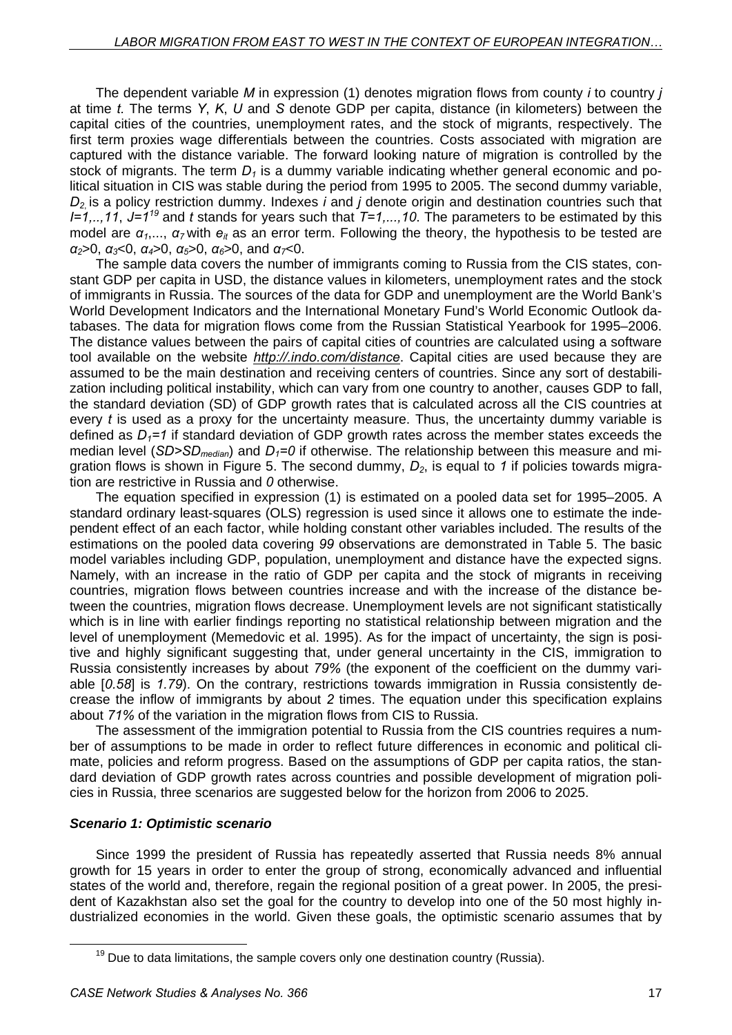The dependent variable *M* in expression (1) denotes migration flows from county *i* to country *j* at time *t.* The terms *Y*, *K*, *U* and *S* denote GDP per capita, distance (in kilometers) between the capital cities of the countries, unemployment rates, and the stock of migrants, respectively. The first term proxies wage differentials between the countries. Costs associated with migration are captured with the distance variable. The forward looking nature of migration is controlled by the stock of migrants. The term $D_1$ is a dummy variable indicating whether general economic and political situation in CIS was stable during the period from 1995 to 2005. The second dummy variable, $D_2$ is a policy restriction dummy. Indexes *i* and *j* denote origin and destination countries such that $I=1,..,11$, $J=1$[19] and *t* stands for years such that $T=1,...,10$. The parameters to be estimated by this model are $\alpha_1,..., \alpha_7$ with $e_{it}$ as an error term. Following the theory, the hypothesis to be tested are $\alpha_2>0$, $\alpha_3<0$, $\alpha_4>0$, $\alpha_5>0$, $\alpha_6>0$, and $\alpha_7<0$.

The sample data covers the number of immigrants coming to Russia from the CIS states, constant GDP per capita in USD, the distance values in kilometers, unemployment rates and the stock of immigrants in Russia. The sources of the data for GDP and unemployment are the World Bank's World Development Indicators and the International Monetary Fund's World Economic Outlook databases. The data for migration flows come from the Russian Statistical Yearbook for 1995–2006. The distance values between the pairs of capital cities of countries are calculated using a software tool available on the website *http://.indo.com/distance*. Capital cities are used because they are assumed to be the main destination and receiving centers of countries. Since any sort of destabilization including political instability, which can vary from one country to another, causes GDP to fall, the standard deviation (SD) of GDP growth rates that is calculated across all the CIS countries at every *t* is used as a proxy for the uncertainty measure. Thus, the uncertainty dummy variable is defined as $D_1=1$ if standard deviation of GDP growth rates across the member states exceeds the median level ($SD>SD_{median}$) and $D_1=0$ if otherwise. The relationship between this measure and migration flows is shown in Figure 5. The second dummy, $D_2$, is equal to *1* if policies towards migration are restrictive in Russia and *0* otherwise.

The equation specified in expression (1) is estimated on a pooled data set for 1995–2005. A standard ordinary least-squares (OLS) regression is used since it allows one to estimate the independent effect of an each factor, while holding constant other variables included. The results of the estimations on the pooled data covering *99* observations are demonstrated in Table 5. The basic model variables including GDP, population, unemployment and distance have the expected signs. Namely, with an increase in the ratio of GDP per capita and the stock of migrants in receiving countries, migration flows between countries increase and with the increase of the distance between the countries, migration flows decrease. Unemployment levels are not significant statistically which is in line with earlier findings reporting no statistical relationship between migration and the level of unemployment (Memedovic et al. 1995). As for the impact of uncertainty, the sign is positive and highly significant suggesting that, under general uncertainty in the CIS, immigration to Russia consistently increases by about *79%* (the exponent of the coefficient on the dummy variable [*0.58*] is *1.79*). On the contrary, restrictions towards immigration in Russia consistently decrease the inflow of immigrants by about *2* times. The equation under this specification explains about *71%* of the variation in the migration flows from CIS to Russia.

The assessment of the immigration potential to Russia from the CIS countries requires a number of assumptions to be made in order to reflect future differences in economic and political climate, policies and reform progress. Based on the assumptions of GDP per capita ratios, the standard deviation of GDP growth rates across countries and possible development of migration policies in Russia, three scenarios are suggested below for the horizon from 2006 to 2025.

### *Scenario 1: Optimistic scenario*

Since 1999 the president of Russia has repeatedly asserted that Russia needs 8% annual growth for 15 years in order to enter the group of strong, economically advanced and influential states of the world and, therefore, regain the regional position of a great power. In 2005, the president of Kazakhstan also set the goal for the country to develop into one of the 50 most highly industrialized economies in the world. Given these goals, the optimistic scenario assumes that by

[19] Due to data limitations, the sample covers only one destination country (Russia).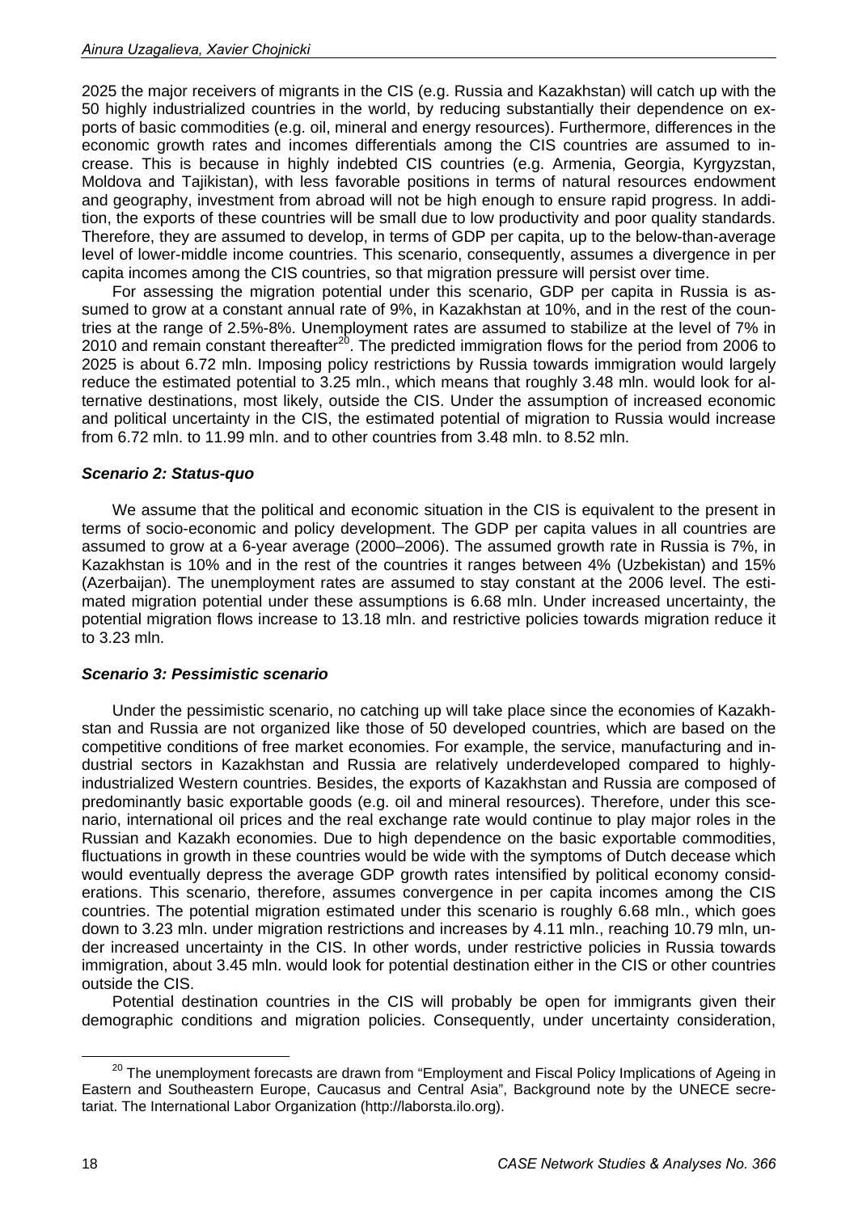2025 the major receivers of migrants in the CIS (e.g. Russia and Kazakhstan) will catch up with the 50 highly industrialized countries in the world, by reducing substantially their dependence on exports of basic commodities (e.g. oil, mineral and energy resources). Furthermore, differences in the economic growth rates and incomes differentials among the CIS countries are assumed to increase. This is because in highly indebted CIS countries (e.g. Armenia, Georgia, Kyrgyzstan, Moldova and Tajikistan), with less favorable positions in terms of natural resources endowment and geography, investment from abroad will not be high enough to ensure rapid progress. In addition, the exports of these countries will be small due to low productivity and poor quality standards. Therefore, they are assumed to develop, in terms of GDP per capita, up to the below-than-average level of lower-middle income countries. This scenario, consequently, assumes a divergence in per capita incomes among the CIS countries, so that migration pressure will persist over time.

For assessing the migration potential under this scenario, GDP per capita in Russia is assumed to grow at a constant annual rate of 9%, in Kazakhstan at 10%, and in the rest of the countries at the range of 2.5%-8%. Unemployment rates are assumed to stabilize at the level of 7% in 2010 and remain constant thereafter[20]. The predicted immigration flows for the period from 2006 to 2025 is about 6.72 mln. Imposing policy restrictions by Russia towards immigration would largely reduce the estimated potential to 3.25 mln., which means that roughly 3.48 mln. would look for alternative destinations, most likely, outside the CIS. Under the assumption of increased economic and political uncertainty in the CIS, the estimated potential of migration to Russia would increase from 6.72 mln. to 11.99 mln. and to other countries from 3.48 mln. to 8.52 mln.

### *Scenario 2: Status-quo*

We assume that the political and economic situation in the CIS is equivalent to the present in terms of socio-economic and policy development. The GDP per capita values in all countries are assumed to grow at a 6-year average (2000–2006). The assumed growth rate in Russia is 7%, in Kazakhstan is 10% and in the rest of the countries it ranges between 4% (Uzbekistan) and 15% (Azerbaijan). The unemployment rates are assumed to stay constant at the 2006 level. The estimated migration potential under these assumptions is 6.68 mln. Under increased uncertainty, the potential migration flows increase to 13.18 mln. and restrictive policies towards migration reduce it to 3.23 mln.

### *Scenario 3: Pessimistic scenario*

Under the pessimistic scenario, no catching up will take place since the economies of Kazakhstan and Russia are not organized like those of 50 developed countries, which are based on the competitive conditions of free market economies. For example, the service, manufacturing and industrial sectors in Kazakhstan and Russia are relatively underdeveloped compared to highly-industrialized Western countries. Besides, the exports of Kazakhstan and Russia are composed of predominantly basic exportable goods (e.g. oil and mineral resources). Therefore, under this scenario, international oil prices and the real exchange rate would continue to play major roles in the Russian and Kazakh economies. Due to high dependence on the basic exportable commodities, fluctuations in growth in these countries would be wide with the symptoms of Dutch decease which would eventually depress the average GDP growth rates intensified by political economy considerations. This scenario, therefore, assumes convergence in per capita incomes among the CIS countries. The potential migration estimated under this scenario is roughly 6.68 mln., which goes down to 3.23 mln. under migration restrictions and increases by 4.11 mln., reaching 10.79 mln, under increased uncertainty in the CIS. In other words, under restrictive policies in Russia towards immigration, about 3.45 mln. would look for potential destination either in the CIS or other countries outside the CIS.

Potential destination countries in the CIS will probably be open for immigrants given their demographic conditions and migration policies. Consequently, under uncertainty consideration,

[20] The unemployment forecasts are drawn from "Employment and Fiscal Policy Implications of Ageing in Eastern and Southeastern Europe, Caucasus and Central Asia", Background note by the UNECE secretariat. The International Labor Organization (http://laborsta.ilo.org).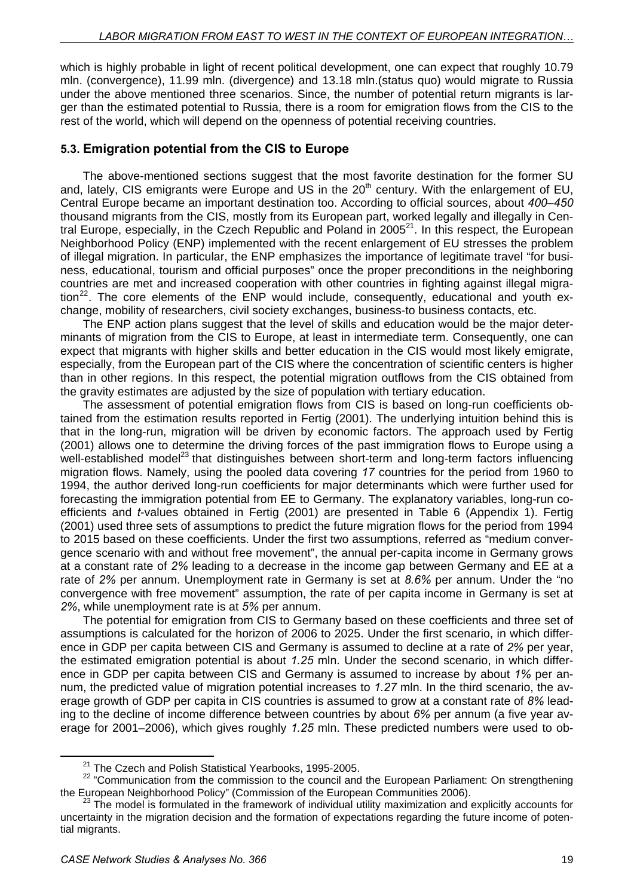which is highly probable in light of recent political development, one can expect that roughly 10.79 mln. (convergence), 11.99 mln. (divergence) and 13.18 mln.(status quo) would migrate to Russia under the above mentioned three scenarios. Since, the number of potential return migrants is larger than the estimated potential to Russia, there is a room for emigration flows from the CIS to the rest of the world, which will depend on the openness of potential receiving countries.

### 5.3. Emigration potential from the CIS to Europe

The above-mentioned sections suggest that the most favorite destination for the former SU and, lately, CIS emigrants were Europe and US in the 20[th] century. With the enlargement of EU, Central Europe became an important destination too. According to official sources, about *400–450* thousand migrants from the CIS, mostly from its European part, worked legally and illegally in Central Europe, especially, in the Czech Republic and Poland in 2005[21]. In this respect, the European Neighborhood Policy (ENP) implemented with the recent enlargement of EU stresses the problem of illegal migration. In particular, the ENP emphasizes the importance of legitimate travel "for business, educational, tourism and official purposes" once the proper preconditions in the neighboring countries are met and increased cooperation with other countries in fighting against illegal migration[22]. The core elements of the ENP would include, consequently, educational and youth exchange, mobility of researchers, civil society exchanges, business-to business contacts, etc.

The ENP action plans suggest that the level of skills and education would be the major determinants of migration from the CIS to Europe, at least in intermediate term. Consequently, one can expect that migrants with higher skills and better education in the CIS would most likely emigrate, especially, from the European part of the CIS where the concentration of scientific centers is higher than in other regions. In this respect, the potential migration outflows from the CIS obtained from the gravity estimates are adjusted by the size of population with tertiary education.

The assessment of potential emigration flows from CIS is based on long-run coefficients obtained from the estimation results reported in Fertig (2001). The underlying intuition behind this is that in the long-run, migration will be driven by economic factors. The approach used by Fertig (2001) allows one to determine the driving forces of the past immigration flows to Europe using a well-established model[23] that distinguishes between short-term and long-term factors influencing migration flows. Namely, using the pooled data covering *17* countries for the period from 1960 to 1994, the author derived long-run coefficients for major determinants which were further used for forecasting the immigration potential from EE to Germany. The explanatory variables, long-run coefficients and *t*-values obtained in Fertig (2001) are presented in Table 6 (Appendix 1). Fertig (2001) used three sets of assumptions to predict the future migration flows for the period from 1994 to 2015 based on these coefficients. Under the first two assumptions, referred as "medium convergence scenario with and without free movement", the annual per-capita income in Germany grows at a constant rate of *2%* leading to a decrease in the income gap between Germany and EE at a rate of *2%* per annum. Unemployment rate in Germany is set at *8.6%* per annum. Under the "no convergence with free movement" assumption, the rate of per capita income in Germany is set at *2%*, while unemployment rate is at *5%* per annum.

The potential for emigration from CIS to Germany based on these coefficients and three set of assumptions is calculated for the horizon of 2006 to 2025. Under the first scenario, in which difference in GDP per capita between CIS and Germany is assumed to decline at a rate of *2%* per year, the estimated emigration potential is about *1.25* mln. Under the second scenario, in which difference in GDP per capita between CIS and Germany is assumed to increase by about *1%* per annum, the predicted value of migration potential increases to *1.27* mln. In the third scenario, the average growth of GDP per capita in CIS countries is assumed to grow at a constant rate of *8%* leading to the decline of income difference between countries by about *6%* per annum (a five year average for 2001–2006), which gives roughly *1.25* mln. These predicted numbers were used to ob-

---

[21] The Czech and Polish Statistical Yearbooks, 1995-2005.

[22] "Communication from the commission to the council and the European Parliament: On strengthening the European Neighborhood Policy" (Commission of the European Communities 2006).

[23] The model is formulated in the framework of individual utility maximization and explicitly accounts for uncertainty in the migration decision and the formation of expectations regarding the future income of potential migrants.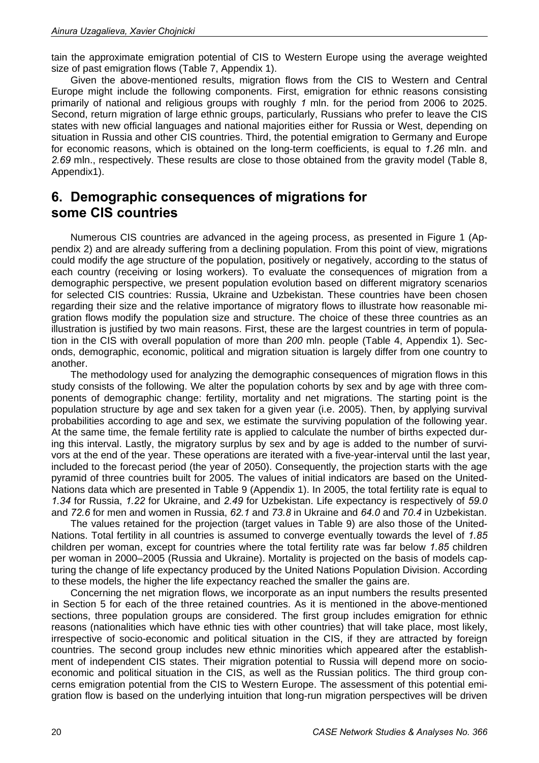tain the approximate emigration potential of CIS to Western Europe using the average weighted size of past emigration flows (Table 7, Appendix 1).

Given the above-mentioned results, migration flows from the CIS to Western and Central Europe might include the following components. First, emigration for ethnic reasons consisting primarily of national and religious groups with roughly *1* mln. for the period from 2006 to 2025. Second, return migration of large ethnic groups, particularly, Russians who prefer to leave the CIS states with new official languages and national majorities either for Russia or West, depending on situation in Russia and other CIS countries. Third, the potential emigration to Germany and Europe for economic reasons, which is obtained on the long-term coefficients, is equal to *1.26* mln. and *2.69* mln., respectively. These results are close to those obtained from the gravity model (Table 8, Appendix1).

## 6. Demographic consequences of migrations for some CIS countries

Numerous CIS countries are advanced in the ageing process, as presented in Figure 1 (Appendix 2) and are already suffering from a declining population. From this point of view, migrations could modify the age structure of the population, positively or negatively, according to the status of each country (receiving or losing workers). To evaluate the consequences of migration from a demographic perspective, we present population evolution based on different migratory scenarios for selected CIS countries: Russia, Ukraine and Uzbekistan. These countries have been chosen regarding their size and the relative importance of migratory flows to illustrate how reasonable migration flows modify the population size and structure. The choice of these three countries as an illustration is justified by two main reasons. First, these are the largest countries in term of population in the CIS with overall population of more than *200* mln. people (Table 4, Appendix 1). Seconds, demographic, economic, political and migration situation is largely differ from one country to another.

The methodology used for analyzing the demographic consequences of migration flows in this study consists of the following. We alter the population cohorts by sex and by age with three components of demographic change: fertility, mortality and net migrations. The starting point is the population structure by age and sex taken for a given year (i.e. 2005). Then, by applying survival probabilities according to age and sex, we estimate the surviving population of the following year. At the same time, the female fertility rate is applied to calculate the number of births expected during this interval. Lastly, the migratory surplus by sex and by age is added to the number of survivors at the end of the year. These operations are iterated with a five-year-interval until the last year, included to the forecast period (the year of 2050). Consequently, the projection starts with the age pyramid of three countries built for 2005. The values of initial indicators are based on the United-Nations data which are presented in Table 9 (Appendix 1). In 2005, the total fertility rate is equal to *1.34* for Russia, *1.22* for Ukraine, and *2.49* for Uzbekistan. Life expectancy is respectively of *59.0* and *72.6* for men and women in Russia, *62.1* and *73.8* in Ukraine and *64.0* and *70.4* in Uzbekistan.

The values retained for the projection (target values in Table 9) are also those of the United-Nations. Total fertility in all countries is assumed to converge eventually towards the level of *1.85* children per woman, except for countries where the total fertility rate was far below *1.85* children per woman in 2000–2005 (Russia and Ukraine). Mortality is projected on the basis of models capturing the change of life expectancy produced by the United Nations Population Division. According to these models, the higher the life expectancy reached the smaller the gains are.

Concerning the net migration flows, we incorporate as an input numbers the results presented in Section 5 for each of the three retained countries. As it is mentioned in the above-mentioned sections, three population groups are considered. The first group includes emigration for ethnic reasons (nationalities which have ethnic ties with other countries) that will take place, most likely, irrespective of socio-economic and political situation in the CIS, if they are attracted by foreign countries. The second group includes new ethnic minorities which appeared after the establishment of independent CIS states. Their migration potential to Russia will depend more on socio-economic and political situation in the CIS, as well as the Russian politics. The third group concerns emigration potential from the CIS to Western Europe. The assessment of this potential emigration flow is based on the underlying intuition that long-run migration perspectives will be driven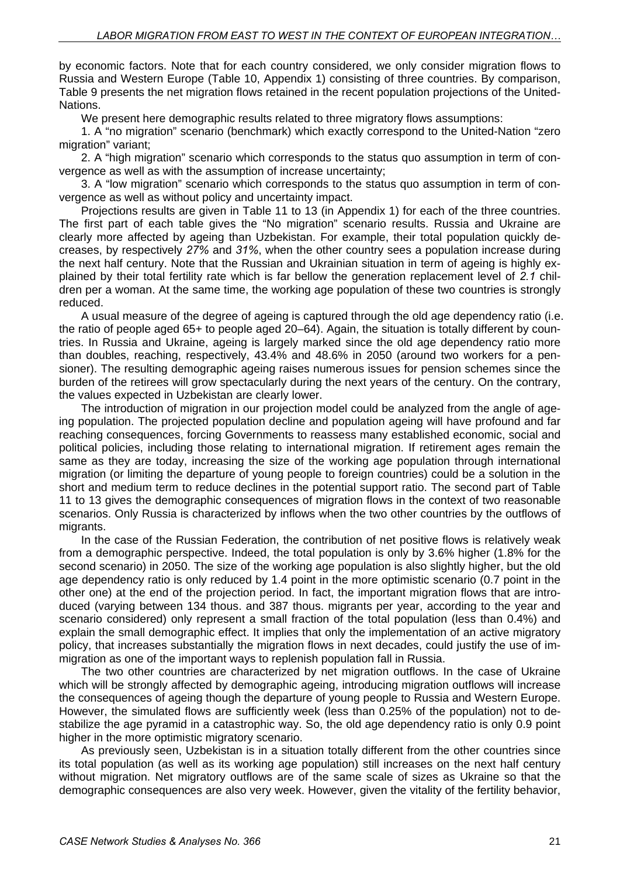by economic factors. Note that for each country considered, we only consider migration flows to Russia and Western Europe (Table 10, Appendix 1) consisting of three countries. By comparison, Table 9 presents the net migration flows retained in the recent population projections of the United-Nations.

We present here demographic results related to three migratory flows assumptions:

1. A "no migration" scenario (benchmark) which exactly correspond to the United-Nation "zero migration" variant;

2. A "high migration" scenario which corresponds to the status quo assumption in term of convergence as well as with the assumption of increase uncertainty;

3. A "low migration" scenario which corresponds to the status quo assumption in term of convergence as well as without policy and uncertainty impact.

Projections results are given in Table 11 to 13 (in Appendix 1) for each of the three countries. The first part of each table gives the "No migration" scenario results. Russia and Ukraine are clearly more affected by ageing than Uzbekistan. For example, their total population quickly decreases, by respectively *27%* and *31%*, when the other country sees a population increase during the next half century. Note that the Russian and Ukrainian situation in term of ageing is highly explained by their total fertility rate which is far bellow the generation replacement level of *2.1* children per a woman. At the same time, the working age population of these two countries is strongly reduced.

A usual measure of the degree of ageing is captured through the old age dependency ratio (i.e. the ratio of people aged 65+ to people aged 20–64). Again, the situation is totally different by countries. In Russia and Ukraine, ageing is largely marked since the old age dependency ratio more than doubles, reaching, respectively, 43.4% and 48.6% in 2050 (around two workers for a pensioner). The resulting demographic ageing raises numerous issues for pension schemes since the burden of the retirees will grow spectacularly during the next years of the century. On the contrary, the values expected in Uzbekistan are clearly lower.

The introduction of migration in our projection model could be analyzed from the angle of ageing population. The projected population decline and population ageing will have profound and far reaching consequences, forcing Governments to reassess many established economic, social and political policies, including those relating to international migration. If retirement ages remain the same as they are today, increasing the size of the working age population through international migration (or limiting the departure of young people to foreign countries) could be a solution in the short and medium term to reduce declines in the potential support ratio. The second part of Table 11 to 13 gives the demographic consequences of migration flows in the context of two reasonable scenarios. Only Russia is characterized by inflows when the two other countries by the outflows of migrants.

In the case of the Russian Federation, the contribution of net positive flows is relatively weak from a demographic perspective. Indeed, the total population is only by 3.6% higher (1.8% for the second scenario) in 2050. The size of the working age population is also slightly higher, but the old age dependency ratio is only reduced by 1.4 point in the more optimistic scenario (0.7 point in the other one) at the end of the projection period. In fact, the important migration flows that are introduced (varying between 134 thous. and 387 thous. migrants per year, according to the year and scenario considered) only represent a small fraction of the total population (less than 0.4%) and explain the small demographic effect. It implies that only the implementation of an active migratory policy, that increases substantially the migration flows in next decades, could justify the use of immigration as one of the important ways to replenish population fall in Russia.

The two other countries are characterized by net migration outflows. In the case of Ukraine which will be strongly affected by demographic ageing, introducing migration outflows will increase the consequences of ageing though the departure of young people to Russia and Western Europe. However, the simulated flows are sufficiently week (less than 0.25% of the population) not to destabilize the age pyramid in a catastrophic way. So, the old age dependency ratio is only 0.9 point higher in the more optimistic migratory scenario.

As previously seen, Uzbekistan is in a situation totally different from the other countries since its total population (as well as its working age population) still increases on the next half century without migration. Net migratory outflows are of the same scale of sizes as Ukraine so that the demographic consequences are also very week. However, given the vitality of the fertility behavior,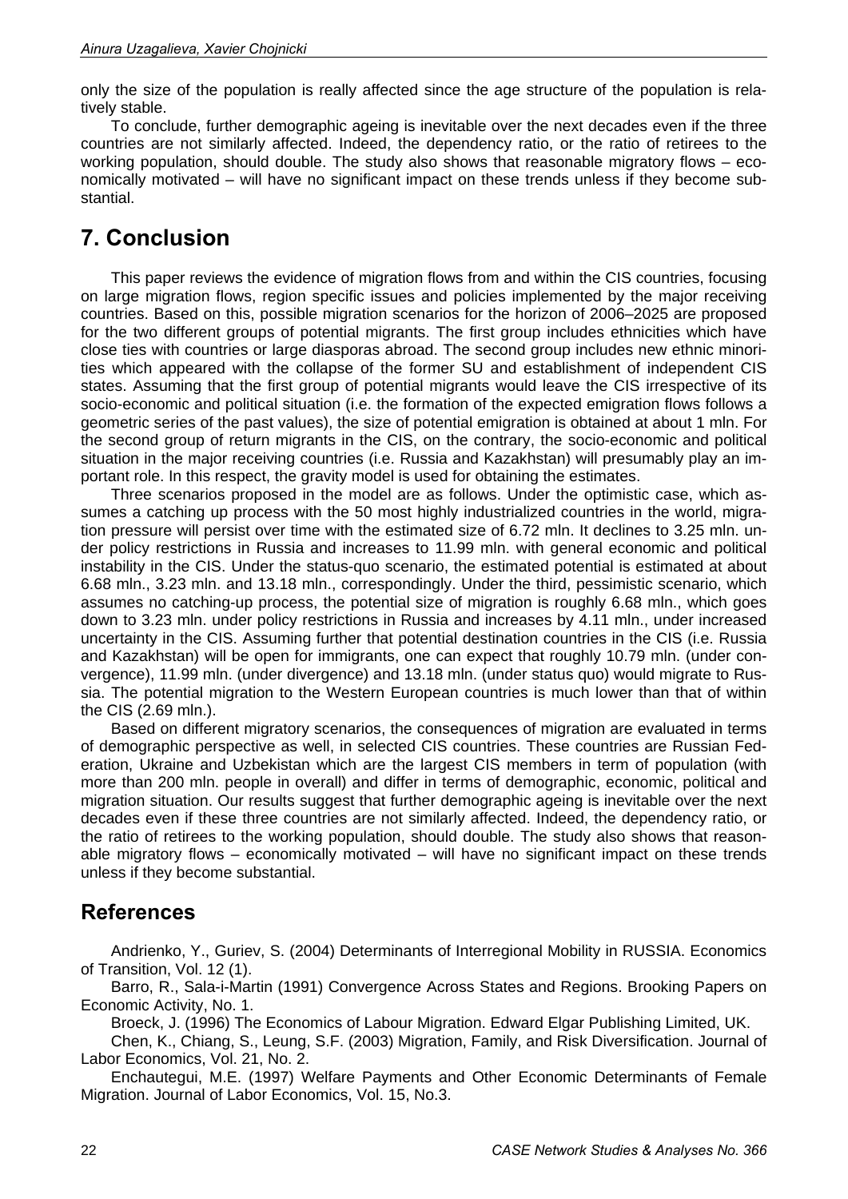only the size of the population is really affected since the age structure of the population is relatively stable.

To conclude, further demographic ageing is inevitable over the next decades even if the three countries are not similarly affected. Indeed, the dependency ratio, or the ratio of retirees to the working population, should double. The study also shows that reasonable migratory flows – economically motivated – will have no significant impact on these trends unless if they become substantial.

## 7. Conclusion

This paper reviews the evidence of migration flows from and within the CIS countries, focusing on large migration flows, region specific issues and policies implemented by the major receiving countries. Based on this, possible migration scenarios for the horizon of 2006–2025 are proposed for the two different groups of potential migrants. The first group includes ethnicities which have close ties with countries or large diasporas abroad. The second group includes new ethnic minorities which appeared with the collapse of the former SU and establishment of independent CIS states. Assuming that the first group of potential migrants would leave the CIS irrespective of its socio-economic and political situation (i.e. the formation of the expected emigration flows follows a geometric series of the past values), the size of potential emigration is obtained at about 1 mln. For the second group of return migrants in the CIS, on the contrary, the socio-economic and political situation in the major receiving countries (i.e. Russia and Kazakhstan) will presumably play an important role. In this respect, the gravity model is used for obtaining the estimates.

Three scenarios proposed in the model are as follows. Under the optimistic case, which assumes a catching up process with the 50 most highly industrialized countries in the world, migration pressure will persist over time with the estimated size of 6.72 mln. It declines to 3.25 mln. under policy restrictions in Russia and increases to 11.99 mln. with general economic and political instability in the CIS. Under the status-quo scenario, the estimated potential is estimated at about 6.68 mln., 3.23 mln. and 13.18 mln., correspondingly. Under the third, pessimistic scenario, which assumes no catching-up process, the potential size of migration is roughly 6.68 mln., which goes down to 3.23 mln. under policy restrictions in Russia and increases by 4.11 mln., under increased uncertainty in the CIS. Assuming further that potential destination countries in the CIS (i.e. Russia and Kazakhstan) will be open for immigrants, one can expect that roughly 10.79 mln. (under convergence), 11.99 mln. (under divergence) and 13.18 mln. (under status quo) would migrate to Russia. The potential migration to the Western European countries is much lower than that of within the CIS (2.69 mln.).

Based on different migratory scenarios, the consequences of migration are evaluated in terms of demographic perspective as well, in selected CIS countries. These countries are Russian Federation, Ukraine and Uzbekistan which are the largest CIS members in term of population (with more than 200 mln. people in overall) and differ in terms of demographic, economic, political and migration situation. Our results suggest that further demographic ageing is inevitable over the next decades even if these three countries are not similarly affected. Indeed, the dependency ratio, or the ratio of retirees to the working population, should double. The study also shows that reasonable migratory flows – economically motivated – will have no significant impact on these trends unless if they become substantial.

## References

Andrienko, Y., Guriev, S. (2004) Determinants of Interregional Mobility in RUSSIA. Economics of Transition, Vol. 12 (1).

Barro, R., Sala-i-Martin (1991) Convergence Across States and Regions. Brooking Papers on Economic Activity, No. 1.

Broeck, J. (1996) The Economics of Labour Migration. Edward Elgar Publishing Limited, UK.

Chen, K., Chiang, S., Leung, S.F. (2003) Migration, Family, and Risk Diversification. Journal of Labor Economics, Vol. 21, No. 2.

Enchautegui, M.E. (1997) Welfare Payments and Other Economic Determinants of Female Migration. Journal of Labor Economics, Vol. 15, No.3.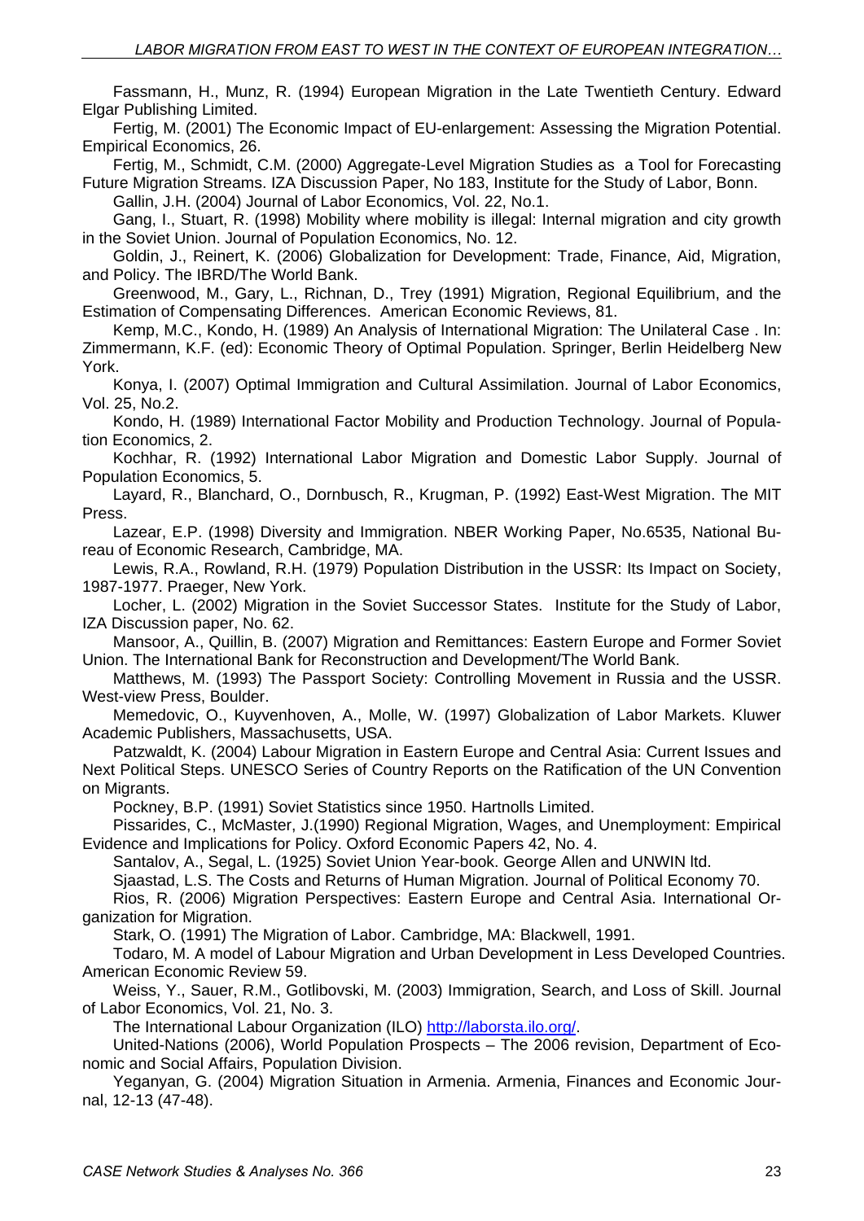Fassmann, H., Munz, R. (1994) European Migration in the Late Twentieth Century. Edward Elgar Publishing Limited.

Fertig, M. (2001) The Economic Impact of EU-enlargement: Assessing the Migration Potential. Empirical Economics, 26.

Fertig, M., Schmidt, C.M. (2000) Aggregate-Level Migration Studies as a Tool for Forecasting Future Migration Streams. IZA Discussion Paper, No 183, Institute for the Study of Labor, Bonn.

Gallin, J.H. (2004) Journal of Labor Economics, Vol. 22, No.1.

Gang, I., Stuart, R. (1998) Mobility where mobility is illegal: Internal migration and city growth in the Soviet Union. Journal of Population Economics, No. 12.

Goldin, J., Reinert, K. (2006) Globalization for Development: Trade, Finance, Aid, Migration, and Policy. The IBRD/The World Bank.

Greenwood, M., Gary, L., Richnan, D., Trey (1991) Migration, Regional Equilibrium, and the Estimation of Compensating Differences. American Economic Reviews, 81.

Kemp, M.C., Kondo, H. (1989) An Analysis of International Migration: The Unilateral Case . In: Zimmermann, K.F. (ed): Economic Theory of Optimal Population. Springer, Berlin Heidelberg New York.

Konya, I. (2007) Optimal Immigration and Cultural Assimilation. Journal of Labor Economics, Vol. 25, No.2.

Kondo, H. (1989) International Factor Mobility and Production Technology. Journal of Population Economics, 2.

Kochhar, R. (1992) International Labor Migration and Domestic Labor Supply. Journal of Population Economics, 5.

Layard, R., Blanchard, O., Dornbusch, R., Krugman, P. (1992) East-West Migration. The MIT Press.

Lazear, E.P. (1998) Diversity and Immigration. NBER Working Paper, No.6535, National Bureau of Economic Research, Cambridge, MA.

Lewis, R.A., Rowland, R.H. (1979) Population Distribution in the USSR: Its Impact on Society, 1987-1977. Praeger, New York.

Locher, L. (2002) Migration in the Soviet Successor States. Institute for the Study of Labor, IZA Discussion paper, No. 62.

Mansoor, A., Quillin, B. (2007) Migration and Remittances: Eastern Europe and Former Soviet Union. The International Bank for Reconstruction and Development/The World Bank.

Matthews, M. (1993) The Passport Society: Controlling Movement in Russia and the USSR. West-view Press, Boulder.

Memedovic, O., Kuyvenhoven, A., Molle, W. (1997) Globalization of Labor Markets. Kluwer Academic Publishers, Massachusetts, USA.

Patzwaldt, K. (2004) Labour Migration in Eastern Europe and Central Asia: Current Issues and Next Political Steps. UNESCO Series of Country Reports on the Ratification of the UN Convention on Migrants.

Pockney, B.P. (1991) Soviet Statistics since 1950. Hartnolls Limited.

Pissarides, C., McMaster, J.(1990) Regional Migration, Wages, and Unemployment: Empirical Evidence and Implications for Policy. Oxford Economic Papers 42, No. 4.

Santalov, A., Segal, L. (1925) Soviet Union Year-book. George Allen and UNWIN ltd.

Sjaastad, L.S. The Costs and Returns of Human Migration. Journal of Political Economy 70.

Rios, R. (2006) Migration Perspectives: Eastern Europe and Central Asia. International Organization for Migration.

Stark, O. (1991) The Migration of Labor. Cambridge, MA: Blackwell, 1991.

Todaro, M. A model of Labour Migration and Urban Development in Less Developed Countries. American Economic Review 59.

Weiss, Y., Sauer, R.M., Gotlibovski, M. (2003) Immigration, Search, and Loss of Skill. Journal of Labor Economics, Vol. 21, No. 3.

The International Labour Organization (ILO) http://laborsta.ilo.org/.

United-Nations (2006), World Population Prospects – The 2006 revision, Department of Economic and Social Affairs, Population Division.

Yeganyan, G. (2004) Migration Situation in Armenia. Armenia, Finances and Economic Journal, 12-13 (47-48).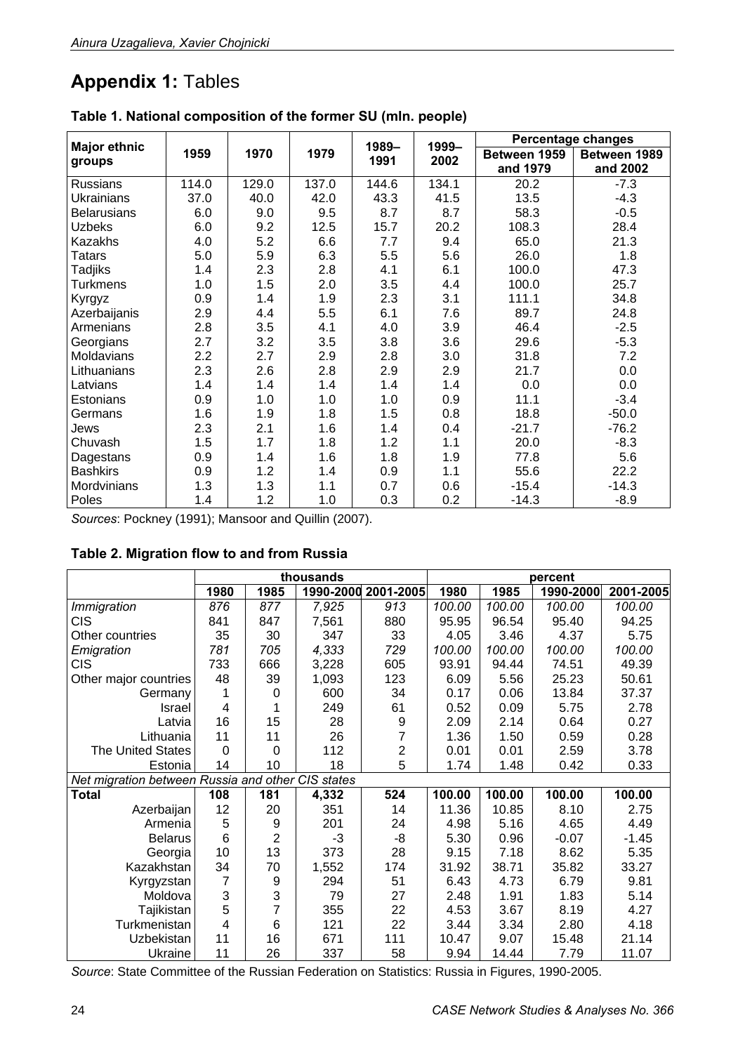# **Appendix 1:** Tables

**Table 1. National composition of the former SU (mln. people)**

| Major ethnic groups | 1959 | 1970 | 1979 | 1989–1991 | 1999–2002 | Percentage changes | |
|---|---|---|---|---|---|---|---|
| | | | | | | Between 1959 and 1979 | Between 1989 and 2002 |
| Russians | 114.0 | 129.0 | 137.0 | 144.6 | 134.1 | 20.2 | -7.3 |
| Ukrainians | 37.0 | 40.0 | 42.0 | 43.3 | 41.5 | 13.5 | -4.3 |
| Belarusians | 6.0 | 9.0 | 9.5 | 8.7 | 8.7 | 58.3 | -0.5 |
| Uzbeks | 6.0 | 9.2 | 12.5 | 15.7 | 20.2 | 108.3 | 28.4 |
| Kazakhs | 4.0 | 5.2 | 6.6 | 7.7 | 9.4 | 65.0 | 21.3 |
| Tatars | 5.0 | 5.9 | 6.3 | 5.5 | 5.6 | 26.0 | 1.8 |
| Tadjiks | 1.4 | 2.3 | 2.8 | 4.1 | 6.1 | 100.0 | 47.3 |
| Turkmens | 1.0 | 1.5 | 2.0 | 3.5 | 4.4 | 100.0 | 25.7 |
| Kyrgyz | 0.9 | 1.4 | 1.9 | 2.3 | 3.1 | 111.1 | 34.8 |
| Azerbaijanis | 2.9 | 4.4 | 5.5 | 6.1 | 7.6 | 89.7 | 24.8 |
| Armenians | 2.8 | 3.5 | 4.1 | 4.0 | 3.9 | 46.4 | -2.5 |
| Georgians | 2.7 | 3.2 | 3.5 | 3.8 | 3.6 | 29.6 | -5.3 |
| Moldavians | 2.2 | 2.7 | 2.9 | 2.8 | 3.0 | 31.8 | 7.2 |
| Lithuanians | 2.3 | 2.6 | 2.8 | 2.9 | 2.9 | 21.7 | 0.0 |
| Latvians | 1.4 | 1.4 | 1.4 | 1.4 | 1.4 | 0.0 | 0.0 |
| Estonians | 0.9 | 1.0 | 1.0 | 1.0 | 0.9 | 11.1 | -3.4 |
| Germans | 1.6 | 1.9 | 1.8 | 1.5 | 0.8 | 18.8 | -50.0 |
| Jews | 2.3 | 2.1 | 1.6 | 1.4 | 0.4 | -21.7 | -76.2 |
| Chuvash | 1.5 | 1.7 | 1.8 | 1.2 | 1.1 | 20.0 | -8.3 |
| Dagestans | 0.9 | 1.4 | 1.6 | 1.8 | 1.9 | 77.8 | 5.6 |
| Bashkirs | 0.9 | 1.2 | 1.4 | 0.9 | 1.1 | 55.6 | 22.2 |
| Mordvinians | 1.3 | 1.3 | 1.1 | 0.7 | 0.6 | -15.4 | -14.3 |
| Poles | 1.4 | 1.2 | 1.0 | 0.3 | 0.2 | -14.3 | -8.9 |

*Sources*: Pockney (1991); Mansoor and Quillin (2007).

**Table 2. Migration flow to and from Russia**

| | thousands | | | | percent | | | |
|---|---|---|---|---|---|---|---|---|
| | 1980 | 1985 | 1990-2000 | 2001-2005 | 1980 | 1985 | 1990-2000 | 2001-2005 |
| *Immigration* | *876* | *877* | *7,925* | *913* | *100.00* | *100.00* | *100.00* | *100.00* |
| CIS | 841 | 847 | 7,561 | 880 | 95.95 | 96.54 | 95.40 | 94.25 |
| Other countries | 35 | 30 | 347 | 33 | 4.05 | 3.46 | 4.37 | 5.75 |
| *Emigration* | *781* | *705* | *4,333* | *729* | *100.00* | *100.00* | *100.00* | *100.00* |
| CIS | 733 | 666 | 3,228 | 605 | 93.91 | 94.44 | 74.51 | 49.39 |
| Other major countries | 48 | 39 | 1,093 | 123 | 6.09 | 5.56 | 25.23 | 50.61 |
| Germany | 1 | 0 | 600 | 34 | 0.17 | 0.06 | 13.84 | 37.37 |
| Israel | 4 | 1 | 249 | 61 | 0.52 | 0.09 | 5.75 | 2.78 |
| Latvia | 16 | 15 | 28 | 9 | 2.09 | 2.14 | 0.64 | 0.27 |
| Lithuania | 11 | 11 | 26 | 7 | 1.36 | 1.50 | 0.59 | 0.28 |
| The United States | 0 | 0 | 112 | 2 | 0.01 | 0.01 | 2.59 | 3.78 |
| Estonia | 14 | 10 | 18 | 5 | 1.74 | 1.48 | 0.42 | 0.33 |
| *Net migration between Russia and other CIS states* | | | | | | | | |
| **Total** | **108** | **181** | **4,332** | **524** | **100.00** | **100.00** | **100.00** | **100.00** |
| Azerbaijan | 12 | 20 | 351 | 14 | 11.36 | 10.85 | 8.10 | 2.75 |
| Armenia | 5 | 9 | 201 | 24 | 4.98 | 5.16 | 4.65 | 4.49 |
| Belarus | 6 | 2 | -3 | -8 | 5.30 | 0.96 | -0.07 | -1.45 |
| Georgia | 10 | 13 | 373 | 28 | 9.15 | 7.18 | 8.62 | 5.35 |
| Kazakhstan | 34 | 70 | 1,552 | 174 | 31.92 | 38.71 | 35.82 | 33.27 |
| Kyrgyzstan | 7 | 9 | 294 | 51 | 6.43 | 4.73 | 6.79 | 9.81 |
| Moldova | 3 | 3 | 79 | 27 | 2.48 | 1.91 | 1.83 | 5.14 |
| Tajikistan | 5 | 7 | 355 | 22 | 4.53 | 3.67 | 8.19 | 4.27 |
| Turkmenistan | 4 | 6 | 121 | 22 | 3.44 | 3.34 | 2.80 | 4.18 |
| Uzbekistan | 11 | 16 | 671 | 111 | 10.47 | 9.07 | 15.48 | 21.14 |
| Ukraine | 11 | 26 | 337 | 58 | 9.94 | 14.44 | 7.79 | 11.07 |

*Source*: State Committee of the Russian Federation on Statistics: Russia in Figures, 1990-2005.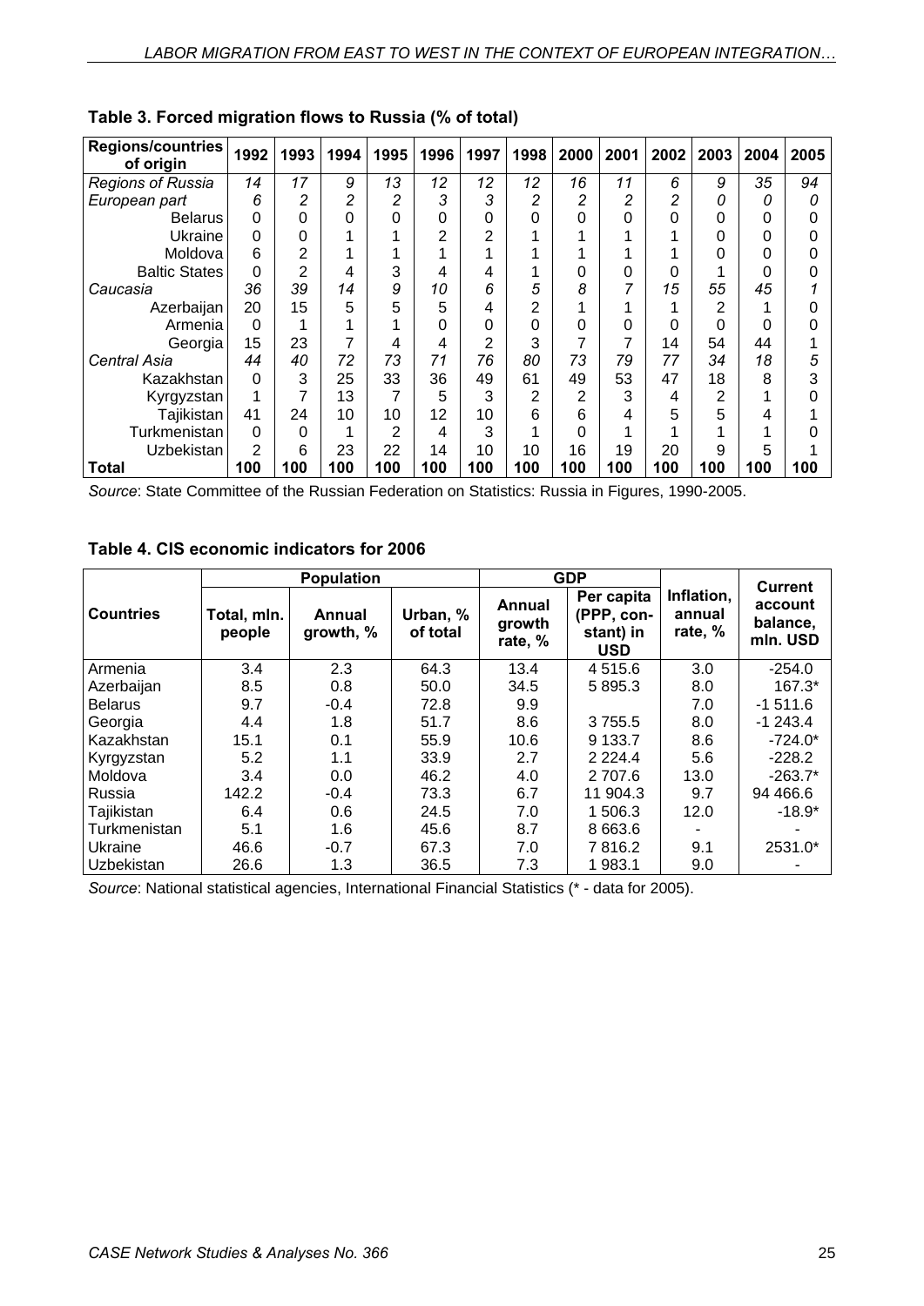**Table 3. Forced migration flows to Russia (% of total)**

| Regions/countries of origin | 1992 | 1993 | 1994 | 1995 | 1996 | 1997 | 1998 | 2000 | 2001 | 2002 | 2003 | 2004 | 2005 |
|---|---|---|---|---|---|---|---|---|---|---|---|---|---|
| *Regions of Russia* | *14* | *17* | *9* | *13* | *12* | *12* | *12* | *16* | *11* | *6* | *9* | *35* | *94* |
| *European part* | *6* | *2* | *2* | *2* | *3* | *3* | *2* | *2* | *2* | *2* | *0* | *0* | *0* |
| Belarus | 0 | 0 | 0 | 0 | 0 | 0 | 0 | 0 | 0 | 0 | 0 | 0 | 0 |
| Ukraine | 0 | 0 | 1 | 1 | 2 | 2 | 1 | 1 | 1 | 1 | 0 | 0 | 0 |
| Moldova | 6 | 2 | 1 | 1 | 1 | 1 | 1 | 1 | 1 | 1 | 0 | 0 | 0 |
| Baltic States | 0 | 2 | 4 | 3 | 4 | 4 | 1 | 0 | 0 | 0 | 1 | 0 | 0 |
| *Caucasia* | *36* | *39* | *14* | *9* | *10* | *6* | *5* | *8* | *7* | *15* | *55* | *45* | *1* |
| Azerbaijan | 20 | 15 | 5 | 5 | 5 | 4 | 2 | 1 | 1 | 1 | 2 | 1 | 0 |
| Armenia | 0 | 1 | 1 | 1 | 0 | 0 | 0 | 0 | 0 | 0 | 0 | 0 | 0 |
| Georgia | 15 | 23 | 7 | 4 | 4 | 2 | 3 | 7 | 7 | 14 | 54 | 44 | 1 |
| *Central Asia* | *44* | *40* | *72* | *73* | *71* | *76* | *80* | *73* | *79* | *77* | *34* | *18* | *5* |
| Kazakhstan | 0 | 3 | 25 | 33 | 36 | 49 | 61 | 49 | 53 | 47 | 18 | 8 | 3 |
| Kyrgyzstan | 1 | 7 | 13 | 7 | 5 | 3 | 2 | 2 | 3 | 4 | 2 | 1 | 0 |
| Tajikistan | 41 | 24 | 10 | 10 | 12 | 10 | 6 | 6 | 4 | 5 | 5 | 4 | 1 |
| Turkmenistan | 0 | 0 | 1 | 2 | 4 | 3 | 1 | 0 | 1 | 1 | 1 | 1 | 0 |
| Uzbekistan | 2 | 6 | 23 | 22 | 14 | 10 | 10 | 16 | 19 | 20 | 9 | 5 | 1 |
| **Total** | **100** | **100** | **100** | **100** | **100** | **100** | **100** | **100** | **100** | **100** | **100** | **100** | **100** |

*Source*: State Committee of the Russian Federation on Statistics: Russia in Figures, 1990-2005.

**Table 4. CIS economic indicators for 2006**

| Countries | Population | | | GDP | | Inflation, annual rate, % | Current account balance, mln. USD |
|---|---|---|---|---|---|---|---|
| | Total, mln. people | Annual growth, % | Urban, % of total | Annual growth rate, % | Per capita (PPP, constant) in USD | | |
| Armenia | 3.4 | 2.3 | 64.3 | 13.4 | 4 515.6 | 3.0 | -254.0 |
| Azerbaijan | 8.5 | 0.8 | 50.0 | 34.5 | 5 895.3 | 8.0 | 167.3* |
| Belarus | 9.7 | -0.4 | 72.8 | 9.9 | | 7.0 | -1 511.6 |
| Georgia | 4.4 | 1.8 | 51.7 | 8.6 | 3 755.5 | 8.0 | -1 243.4 |
| Kazakhstan | 15.1 | 0.1 | 55.9 | 10.6 | 9 133.7 | 8.6 | -724.0* |
| Kyrgyzstan | 5.2 | 1.1 | 33.9 | 2.7 | 2 224.4 | 5.6 | -228.2 |
| Moldova | 3.4 | 0.0 | 46.2 | 4.0 | 2 707.6 | 13.0 | -263.7* |
| Russia | 142.2 | -0.4 | 73.3 | 6.7 | 11 904.3 | 9.7 | 94 466.6 |
| Tajikistan | 6.4 | 0.6 | 24.5 | 7.0 | 1 506.3 | 12.0 | -18.9* |
| Turkmenistan | 5.1 | 1.6 | 45.6 | 8.7 | 8 663.6 | - | - |
| Ukraine | 46.6 | -0.7 | 67.3 | 7.0 | 7 816.2 | 9.1 | 2531.0* |
| Uzbekistan | 26.6 | 1.3 | 36.5 | 7.3 | 1 983.1 | 9.0 | - |

*Source*: National statistical agencies, International Financial Statistics (* - data for 2005).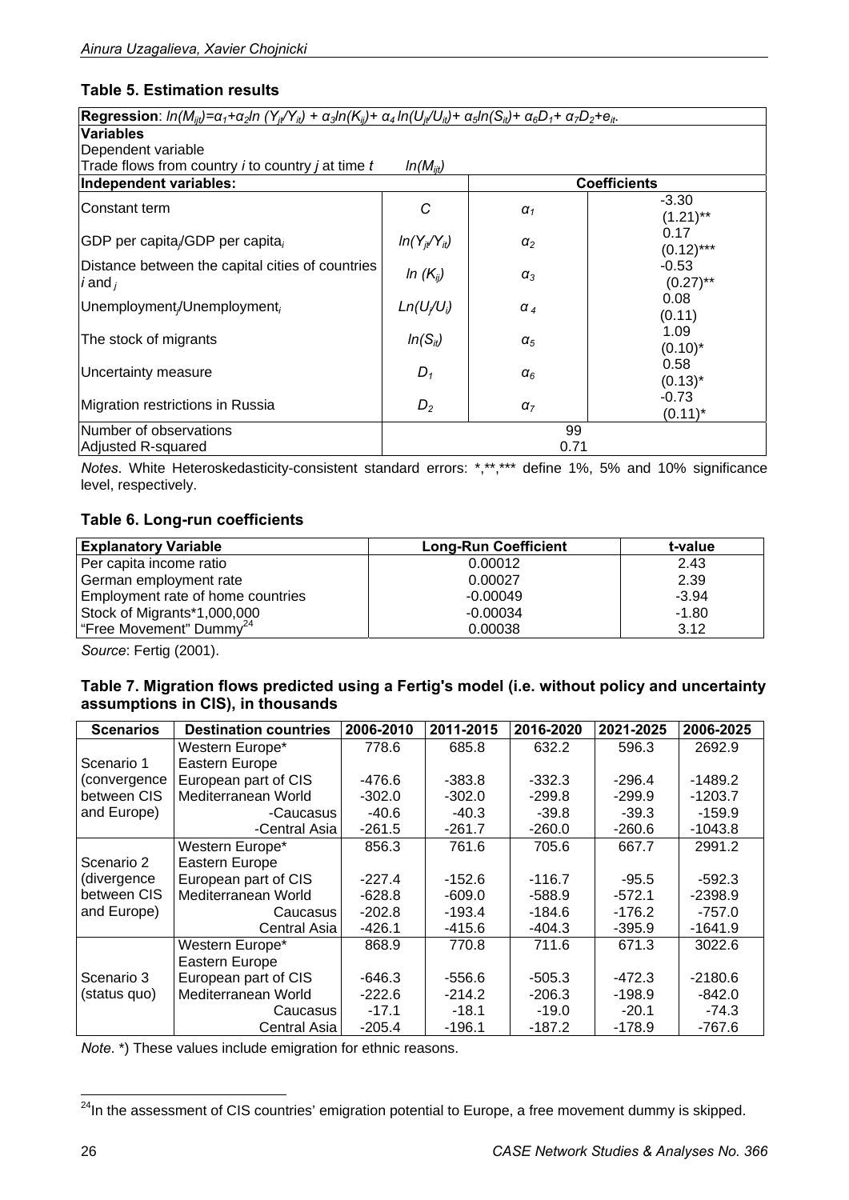### Table 5. Estimation results

**Regression**: $ln(M_{ijt})=\alpha_1+\alpha_2 ln(Y_{jt}/Y_{it})+\alpha_3 ln(K_{ij})+\alpha_4 ln(U_{jt}/U_{it})+\alpha_5 ln(S_{it})+\alpha_6 D_1+\alpha_7 D_2+e_{it}$.

**Variables**

Dependent variable

Trade flows from country *i* to country *j* at time *t* — $ln(M_{ijt})$

| Independent variables: | | Coefficients | |
|---|---|---|---|
| Constant term | $C$ | $\alpha_1$ | -3.30 (1.21)** |
| GDP per capita$_j$/GDP per capita$_i$ | $ln(Y_{jt}/Y_{it})$ | $\alpha_2$ | 0.17 (0.12)*** |
| Distance between the capital cities of countries *i* and *j* | $ln(K_{ij})$ | $\alpha_3$ | -0.53 (0.27)** |
| Unemployment$_j$/Unemployment$_i$ | $Ln(U_j/U_i)$ | $\alpha_4$ | 0.08 (0.11) |
| The stock of migrants | $ln(S_{it})$ | $\alpha_5$ | 1.09 (0.10)* |
| Uncertainty measure | $D_1$ | $\alpha_6$ | 0.58 (0.13)* |
| Migration restrictions in Russia | $D_2$ | $\alpha_7$ | -0.73 (0.11)* |
| Number of observations | 99 | | |
| Adjusted R-squared | 0.71 | | |

*Notes*. White Heteroskedasticity-consistent standard errors: *,**,*** define 1%, 5% and 10% significance level, respectively.

### Table 6. Long-run coefficients

| Explanatory Variable | Long-Run Coefficient | t-value |
|---|---|---|
| Per capita income ratio | 0.00012 | 2.43 |
| German employment rate | 0.00027 | 2.39 |
| Employment rate of home countries | -0.00049 | -3.94 |
| Stock of Migrants*1,000,000 | -0.00034 | -1.80 |
| "Free Movement" Dummy[24] | 0.00038 | 3.12 |

*Source*: Fertig (2001).

### Table 7. Migration flows predicted using a Fertig's model (i.e. without policy and uncertainty assumptions in CIS), in thousands

| Scenarios | Destination countries | 2006-2010 | 2011-2015 | 2016-2020 | 2021-2025 | 2006-2025 |
|---|---|---|---|---|---|---|
| Scenario 1 (convergence between CIS and Europe) | Western Europe* Eastern Europe | 778.6 | 685.8 | 632.2 | 596.3 | 2692.9 |
| | European part of CIS | -476.6 | -383.8 | -332.3 | -296.4 | -1489.2 |
| | Mediterranean World | -302.0 | -302.0 | -299.8 | -299.9 | -1203.7 |
| | -Caucasus | -40.6 | -40.3 | -39.8 | -39.3 | -159.9 |
| | -Central Asia | -261.5 | -261.7 | -260.0 | -260.6 | -1043.8 |
| Scenario 2 (divergence between CIS and Europe) | Western Europe* Eastern Europe | 856.3 | 761.6 | 705.6 | 667.7 | 2991.2 |
| | European part of CIS | -227.4 | -152.6 | -116.7 | -95.5 | -592.3 |
| | Mediterranean World | -628.8 | -609.0 | -588.9 | -572.1 | -2398.9 |
| | Caucasus | -202.8 | -193.4 | -184.6 | -176.2 | -757.0 |
| | Central Asia | -426.1 | -415.6 | -404.3 | -395.9 | -1641.9 |
| Scenario 3 (status quo) | Western Europe* Eastern Europe | 868.9 | 770.8 | 711.6 | 671.3 | 3022.6 |
| | European part of CIS | -646.3 | -556.6 | -505.3 | -472.3 | -2180.6 |
| | Mediterranean World | -222.6 | -214.2 | -206.3 | -198.9 | -842.0 |
| | Caucasus | -17.1 | -18.1 | -19.0 | -20.1 | -74.3 |
| | Central Asia | -205.4 | -196.1 | -187.2 | -178.9 | -767.6 |

*Note*. *) These values include emigration for ethnic reasons.

[24] In the assessment of CIS countries' emigration potential to Europe, a free movement dummy is skipped.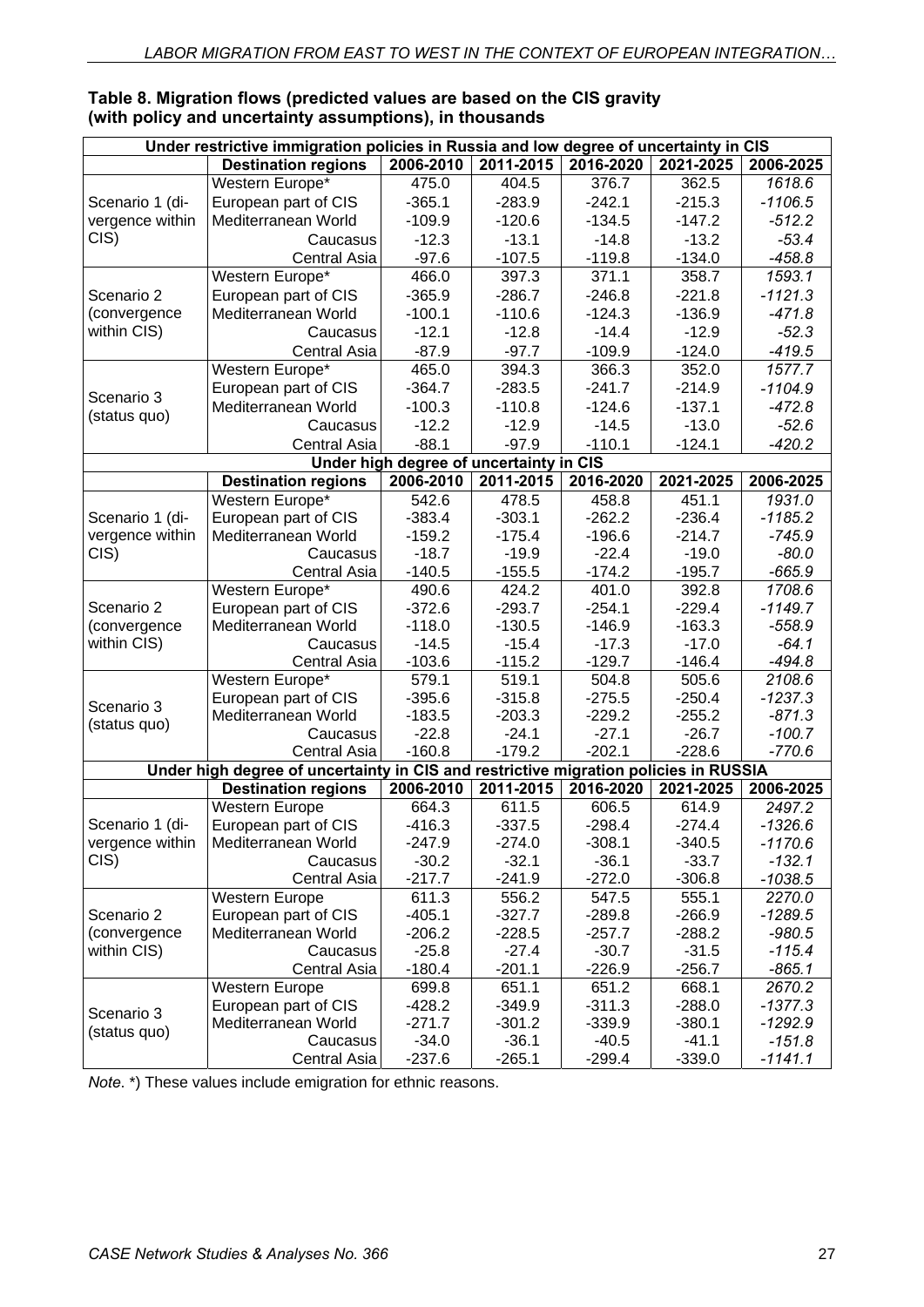**Table 8. Migration flows (predicted values are based on the CIS gravity (with policy and uncertainty assumptions), in thousands**

| | Destination regions | 2006-2010 | 2011-2015 | 2016-2020 | 2021-2025 | 2006-2025 |
|---|---|---|---|---|---|---|
| **Under restrictive immigration policies in Russia and low degree of uncertainty in CIS** | | | | | | |
| Scenario 1 (divergence within CIS) | Western Europe* | 475.0 | 404.5 | 376.7 | 362.5 | *1618.6* |
| | European part of CIS | -365.1 | -283.9 | -242.1 | -215.3 | *-1106.5* |
| | Mediterranean World | -109.9 | -120.6 | -134.5 | -147.2 | *-512.2* |
| | Caucasus | -12.3 | -13.1 | -14.8 | -13.2 | *-53.4* |
| | Central Asia | -97.6 | -107.5 | -119.8 | -134.0 | *-458.8* |
| Scenario 2 (convergence within CIS) | Western Europe* | 466.0 | 397.3 | 371.1 | 358.7 | *1593.1* |
| | European part of CIS | -365.9 | -286.7 | -246.8 | -221.8 | *-1121.3* |
| | Mediterranean World | -100.1 | -110.6 | -124.3 | -136.9 | *-471.8* |
| | Caucasus | -12.1 | -12.8 | -14.4 | -12.9 | *-52.3* |
| | Central Asia | -87.9 | -97.7 | -109.9 | -124.0 | *-419.5* |
| Scenario 3 (status quo) | Western Europe* | 465.0 | 394.3 | 366.3 | 352.0 | *1577.7* |
| | European part of CIS | -364.7 | -283.5 | -241.7 | -214.9 | *-1104.9* |
| | Mediterranean World | -100.3 | -110.8 | -124.6 | -137.1 | *-472.8* |
| | Caucasus | -12.2 | -12.9 | -14.5 | -13.0 | *-52.6* |
| | Central Asia | -88.1 | -97.9 | -110.1 | -124.1 | *-420.2* |
| **Under high degree of uncertainty in CIS** | | | | | | |
| | **Destination regions** | **2006-2010** | **2011-2015** | **2016-2020** | **2021-2025** | **2006-2025** |
| Scenario 1 (divergence within CIS) | Western Europe* | 542.6 | 478.5 | 458.8 | 451.1 | *1931.0* |
| | European part of CIS | -383.4 | -303.1 | -262.2 | -236.4 | *-1185.2* |
| | Mediterranean World | -159.2 | -175.4 | -196.6 | -214.7 | *-745.9* |
| | Caucasus | -18.7 | -19.9 | -22.4 | -19.0 | *-80.0* |
| | Central Asia | -140.5 | -155.5 | -174.2 | -195.7 | *-665.9* |
| Scenario 2 (convergence within CIS) | Western Europe* | 490.6 | 424.2 | 401.0 | 392.8 | *1708.6* |
| | European part of CIS | -372.6 | -293.7 | -254.1 | -229.4 | *-1149.7* |
| | Mediterranean World | -118.0 | -130.5 | -146.9 | -163.3 | *-558.9* |
| | Caucasus | -14.5 | -15.4 | -17.3 | -17.0 | *-64.1* |
| | Central Asia | -103.6 | -115.2 | -129.7 | -146.4 | *-494.8* |
| Scenario 3 (status quo) | Western Europe* | 579.1 | 519.1 | 504.8 | 505.6 | *2108.6* |
| | European part of CIS | -395.6 | -315.8 | -275.5 | -250.4 | *-1237.3* |
| | Mediterranean World | -183.5 | -203.3 | -229.2 | -255.2 | *-871.3* |
| | Caucasus | -22.8 | -24.1 | -27.1 | -26.7 | *-100.7* |
| | Central Asia | -160.8 | -179.2 | -202.1 | -228.6 | *-770.6* |
| **Under high degree of uncertainty in CIS and restrictive migration policies in RUSSIA** | | | | | | |
| | **Destination regions** | **2006-2010** | **2011-2015** | **2016-2020** | **2021-2025** | **2006-2025** |
| Scenario 1 (divergence within CIS) | Western Europe | 664.3 | 611.5 | 606.5 | 614.9 | *2497.2* |
| | European part of CIS | -416.3 | -337.5 | -298.4 | -274.4 | *-1326.6* |
| | Mediterranean World | -247.9 | -274.0 | -308.1 | -340.5 | *-1170.6* |
| | Caucasus | -30.2 | -32.1 | -36.1 | -33.7 | *-132.1* |
| | Central Asia | -217.7 | -241.9 | -272.0 | -306.8 | *-1038.5* |
| Scenario 2 (convergence within CIS) | Western Europe | 611.3 | 556.2 | 547.5 | 555.1 | *2270.0* |
| | European part of CIS | -405.1 | -327.7 | -289.8 | -266.9 | *-1289.5* |
| | Mediterranean World | -206.2 | -228.5 | -257.7 | -288.2 | *-980.5* |
| | Caucasus | -25.8 | -27.4 | -30.7 | -31.5 | *-115.4* |
| | Central Asia | -180.4 | -201.1 | -226.9 | -256.7 | *-865.1* |
| Scenario 3 (status quo) | Western Europe | 699.8 | 651.1 | 651.2 | 668.1 | *2670.2* |
| | European part of CIS | -428.2 | -349.9 | -311.3 | -288.0 | *-1377.3* |
| | Mediterranean World | -271.7 | -301.2 | -339.9 | -380.1 | *-1292.9* |
| | Caucasus | -34.0 | -36.1 | -40.5 | -41.1 | *-151.8* |
| | Central Asia | -237.6 | -265.1 | -299.4 | -339.0 | *-1141.1* |

*Note*. *) These values include emigration for ethnic reasons.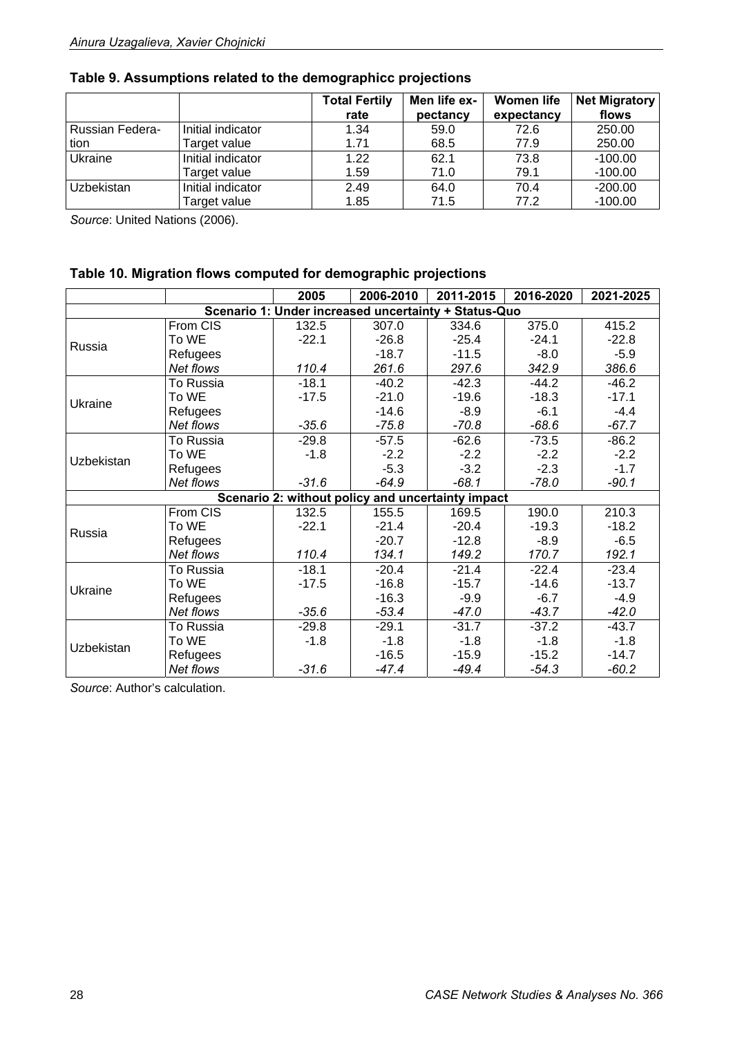**Table 9. Assumptions related to the demographicc projections**

| | | Total Fertily rate | Men life ex-pectancy | Women life expectancy | Net Migratory flows |
|---|---|---|---|---|---|
| Russian Federa-tion | Initial indicator | 1.34 | 59.0 | 72.6 | 250.00 |
| | Target value | 1.71 | 68.5 | 77.9 | 250.00 |
| Ukraine | Initial indicator | 1.22 | 62.1 | 73.8 | -100.00 |
| | Target value | 1.59 | 71.0 | 79.1 | -100.00 |
| Uzbekistan | Initial indicator | 2.49 | 64.0 | 70.4 | -200.00 |
| | Target value | 1.85 | 71.5 | 77.2 | -100.00 |

*Source*: United Nations (2006).

**Table 10. Migration flows computed for demographic projections**

| | | 2005 | 2006-2010 | 2011-2015 | 2016-2020 | 2021-2025 |
|---|---|---|---|---|---|---|
| **Scenario 1: Under increased uncertainty + Status-Quo** | | | | | | |
| Russia | From CIS | 132.5 | 307.0 | 334.6 | 375.0 | 415.2 |
| | To WE | -22.1 | -26.8 | -25.4 | -24.1 | -22.8 |
| | Refugees | | -18.7 | -11.5 | -8.0 | -5.9 |
| | *Net flows* | *110.4* | *261.6* | *297.6* | *342.9* | *386.6* |
| Ukraine | To Russia | -18.1 | -40.2 | -42.3 | -44.2 | -46.2 |
| | To WE | -17.5 | -21.0 | -19.6 | -18.3 | -17.1 |
| | Refugees | | -14.6 | -8.9 | -6.1 | -4.4 |
| | *Net flows* | *-35.6* | *-75.8* | *-70.8* | *-68.6* | *-67.7* |
| Uzbekistan | To Russia | -29.8 | -57.5 | -62.6 | -73.5 | -86.2 |
| | To WE | -1.8 | -2.2 | -2.2 | -2.2 | -2.2 |
| | Refugees | | -5.3 | -3.2 | -2.3 | -1.7 |
| | *Net flows* | *-31.6* | *-64.9* | *-68.1* | *-78.0* | *-90.1* |
| **Scenario 2: without policy and uncertainty impact** | | | | | | |
| Russia | From CIS | 132.5 | 155.5 | 169.5 | 190.0 | 210.3 |
| | To WE | -22.1 | -21.4 | -20.4 | -19.3 | -18.2 |
| | Refugees | | -20.7 | -12.8 | -8.9 | -6.5 |
| | *Net flows* | *110.4* | *134.1* | *149.2* | *170.7* | *192.1* |
| Ukraine | To Russia | -18.1 | -20.4 | -21.4 | -22.4 | -23.4 |
| | To WE | -17.5 | -16.8 | -15.7 | -14.6 | -13.7 |
| | Refugees | | -16.3 | -9.9 | -6.7 | -4.9 |
| | *Net flows* | *-35.6* | *-53.4* | *-47.0* | *-43.7* | *-42.0* |
| Uzbekistan | To Russia | -29.8 | -29.1 | -31.7 | -37.2 | -43.7 |
| | To WE | -1.8 | -1.8 | -1.8 | -1.8 | -1.8 |
| | Refugees | | -16.5 | -15.9 | -15.2 | -14.7 |
| | *Net flows* | *-31.6* | *-47.4* | *-49.4* | *-54.3* | *-60.2* |

*Source*: Author's calculation.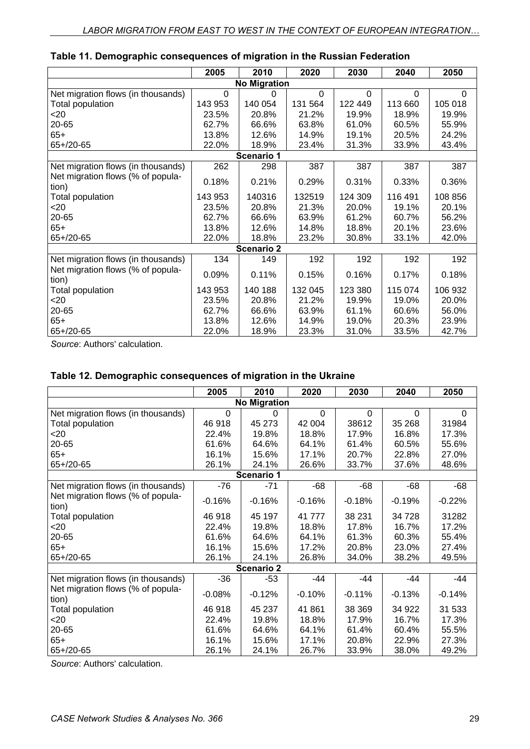**Table 11. Demographic consequences of migration in the Russian Federation**

| | 2005 | 2010 | 2020 | 2030 | 2040 | 2050 |
|---|---|---|---|---|---|---|
| **No Migration** | | | | | | |
| Net migration flows (in thousands) | 0 | 0 | 0 | 0 | 0 | 0 |
| Total population | 143 953 | 140 054 | 131 564 | 122 449 | 113 660 | 105 018 |
| <20 | 23.5% | 20.8% | 21.2% | 19.9% | 18.9% | 19.9% |
| 20-65 | 62.7% | 66.6% | 63.8% | 61.0% | 60.5% | 55.9% |
| 65+ | 13.8% | 12.6% | 14.9% | 19.1% | 20.5% | 24.2% |
| 65+/20-65 | 22.0% | 18.9% | 23.4% | 31.3% | 33.9% | 43.4% |
| **Scenario 1** | | | | | | |
| Net migration flows (in thousands) | 262 | 298 | 387 | 387 | 387 | 387 |
| Net migration flows (% of population) | 0.18% | 0.21% | 0.29% | 0.31% | 0.33% | 0.36% |
| Total population | 143 953 | 140316 | 132519 | 124 309 | 116 491 | 108 856 |
| <20 | 23.5% | 20.8% | 21.3% | 20.0% | 19.1% | 20.1% |
| 20-65 | 62.7% | 66.6% | 63.9% | 61.2% | 60.7% | 56.2% |
| 65+ | 13.8% | 12.6% | 14.8% | 18.8% | 20.1% | 23.6% |
| 65+/20-65 | 22.0% | 18.8% | 23.2% | 30.8% | 33.1% | 42.0% |
| **Scenario 2** | | | | | | |
| Net migration flows (in thousands) | 134 | 149 | 192 | 192 | 192 | 192 |
| Net migration flows (% of population) | 0.09% | 0.11% | 0.15% | 0.16% | 0.17% | 0.18% |
| Total population | 143 953 | 140 188 | 132 045 | 123 380 | 115 074 | 106 932 |
| <20 | 23.5% | 20.8% | 21.2% | 19.9% | 19.0% | 20.0% |
| 20-65 | 62.7% | 66.6% | 63.9% | 61.1% | 60.6% | 56.0% |
| 65+ | 13.8% | 12.6% | 14.9% | 19.0% | 20.3% | 23.9% |
| 65+/20-65 | 22.0% | 18.9% | 23.3% | 31.0% | 33.5% | 42.7% |

*Source*: Authors' calculation.

**Table 12. Demographic consequences of migration in the Ukraine**

| | 2005 | 2010 | 2020 | 2030 | 2040 | 2050 |
|---|---|---|---|---|---|---|
| **No Migration** | | | | | | |
| Net migration flows (in thousands) | 0 | 0 | 0 | 0 | 0 | 0 |
| Total population | 46 918 | 45 273 | 42 004 | 38612 | 35 268 | 31984 |
| <20 | 22.4% | 19.8% | 18.8% | 17.9% | 16.8% | 17.3% |
| 20-65 | 61.6% | 64.6% | 64.1% | 61.4% | 60.5% | 55.6% |
| 65+ | 16.1% | 15.6% | 17.1% | 20.7% | 22.8% | 27.0% |
| 65+/20-65 | 26.1% | 24.1% | 26.6% | 33.7% | 37.6% | 48.6% |
| **Scenario 1** | | | | | | |
| Net migration flows (in thousands) | -76 | -71 | -68 | -68 | -68 | -68 |
| Net migration flows (% of population) | -0.16% | -0.16% | -0.16% | -0.18% | -0.19% | -0.22% |
| Total population | 46 918 | 45 197 | 41 777 | 38 231 | 34 728 | 31282 |
| <20 | 22.4% | 19.8% | 18.8% | 17.8% | 16.7% | 17.2% |
| 20-65 | 61.6% | 64.6% | 64.1% | 61.3% | 60.3% | 55.4% |
| 65+ | 16.1% | 15.6% | 17.2% | 20.8% | 23.0% | 27.4% |
| 65+/20-65 | 26.1% | 24.1% | 26.8% | 34.0% | 38.2% | 49.5% |
| **Scenario 2** | | | | | | |
| Net migration flows (in thousands) | -36 | -53 | -44 | -44 | -44 | -44 |
| Net migration flows (% of population) | -0.08% | -0.12% | -0.10% | -0.11% | -0.13% | -0.14% |
| Total population | 46 918 | 45 237 | 41 861 | 38 369 | 34 922 | 31 533 |
| <20 | 22.4% | 19.8% | 18.8% | 17.9% | 16.7% | 17.3% |
| 20-65 | 61.6% | 64.6% | 64.1% | 61.4% | 60.4% | 55.5% |
| 65+ | 16.1% | 15.6% | 17.1% | 20.8% | 22.9% | 27.3% |
| 65+/20-65 | 26.1% | 24.1% | 26.7% | 33.9% | 38.0% | 49.2% |

*Source*: Authors' calculation.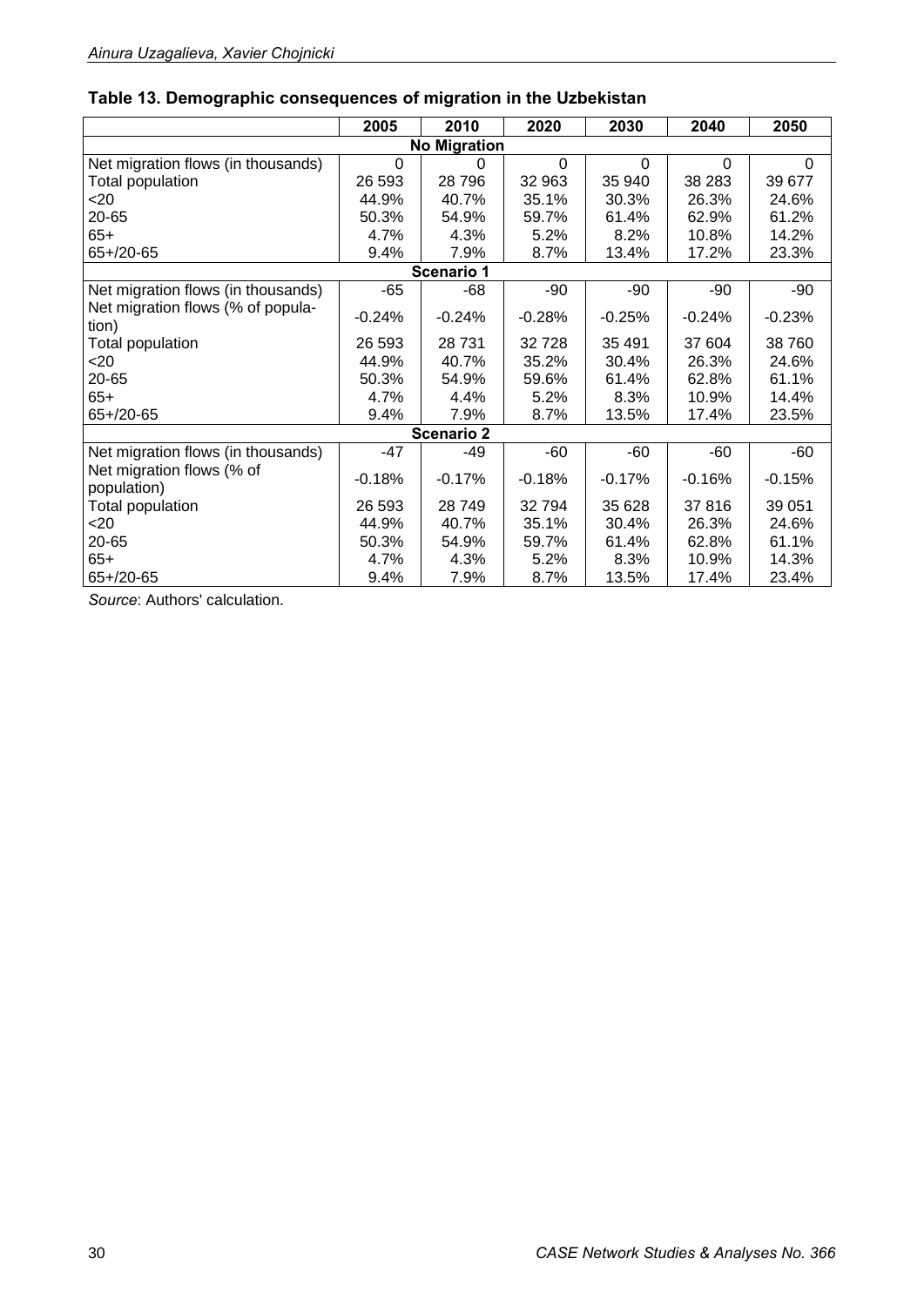**Table 13. Demographic consequences of migration in the Uzbekistan**

| | 2005 | 2010 | 2020 | 2030 | 2040 | 2050 |
|---|---|---|---|---|---|---|
| **No Migration** | | | | | | |
| Net migration flows (in thousands) | 0 | 0 | 0 | 0 | 0 | 0 |
| Total population | 26 593 | 28 796 | 32 963 | 35 940 | 38 283 | 39 677 |
| <20 | 44.9% | 40.7% | 35.1% | 30.3% | 26.3% | 24.6% |
| 20-65 | 50.3% | 54.9% | 59.7% | 61.4% | 62.9% | 61.2% |
| 65+ | 4.7% | 4.3% | 5.2% | 8.2% | 10.8% | 14.2% |
| 65+/20-65 | 9.4% | 7.9% | 8.7% | 13.4% | 17.2% | 23.3% |
| **Scenario 1** | | | | | | |
| Net migration flows (in thousands) | -65 | -68 | -90 | -90 | -90 | -90 |
| Net migration flows (% of population) | -0.24% | -0.24% | -0.28% | -0.25% | -0.24% | -0.23% |
| Total population | 26 593 | 28 731 | 32 728 | 35 491 | 37 604 | 38 760 |
| <20 | 44.9% | 40.7% | 35.2% | 30.4% | 26.3% | 24.6% |
| 20-65 | 50.3% | 54.9% | 59.6% | 61.4% | 62.8% | 61.1% |
| 65+ | 4.7% | 4.4% | 5.2% | 8.3% | 10.9% | 14.4% |
| 65+/20-65 | 9.4% | 7.9% | 8.7% | 13.5% | 17.4% | 23.5% |
| **Scenario 2** | | | | | | |
| Net migration flows (in thousands) | -47 | -49 | -60 | -60 | -60 | -60 |
| Net migration flows (% of population) | -0.18% | -0.17% | -0.18% | -0.17% | -0.16% | -0.15% |
| Total population | 26 593 | 28 749 | 32 794 | 35 628 | 37 816 | 39 051 |
| <20 | 44.9% | 40.7% | 35.1% | 30.4% | 26.3% | 24.6% |
| 20-65 | 50.3% | 54.9% | 59.7% | 61.4% | 62.8% | 61.1% |
| 65+ | 4.7% | 4.3% | 5.2% | 8.3% | 10.9% | 14.3% |
| 65+/20-65 | 9.4% | 7.9% | 8.7% | 13.5% | 17.4% | 23.4% |

*Source*: Authors' calculation.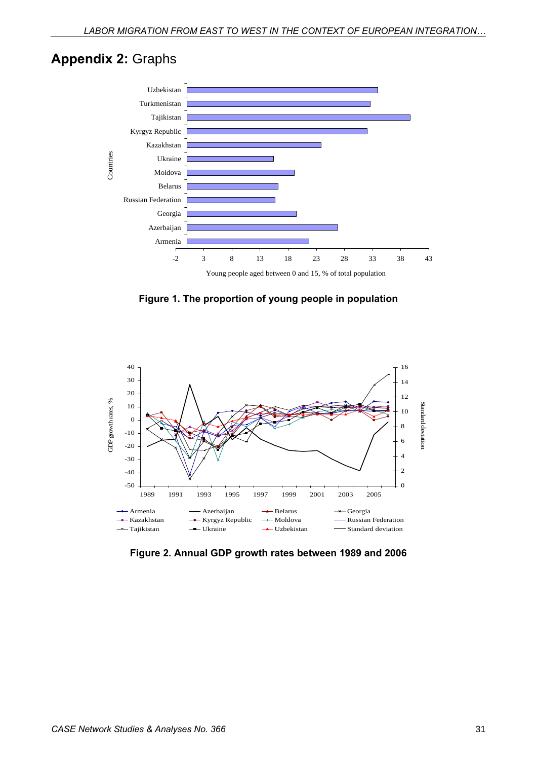## **Appendix 2:** Graphs

Figure 1. The proportion of young people in population

Figure 2. Annual GDP growth rates between 1989 and 2006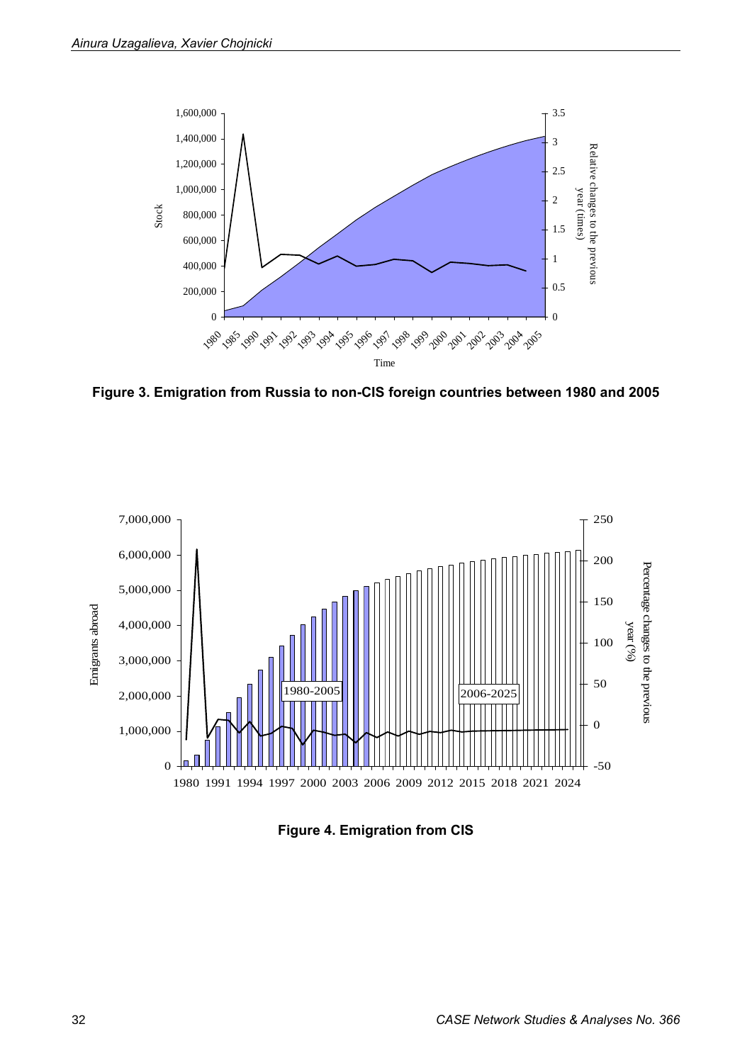Figure 3. Emigration from Russia to non-CIS foreign countries between 1980 and 2005

Figure 4. Emigration from CIS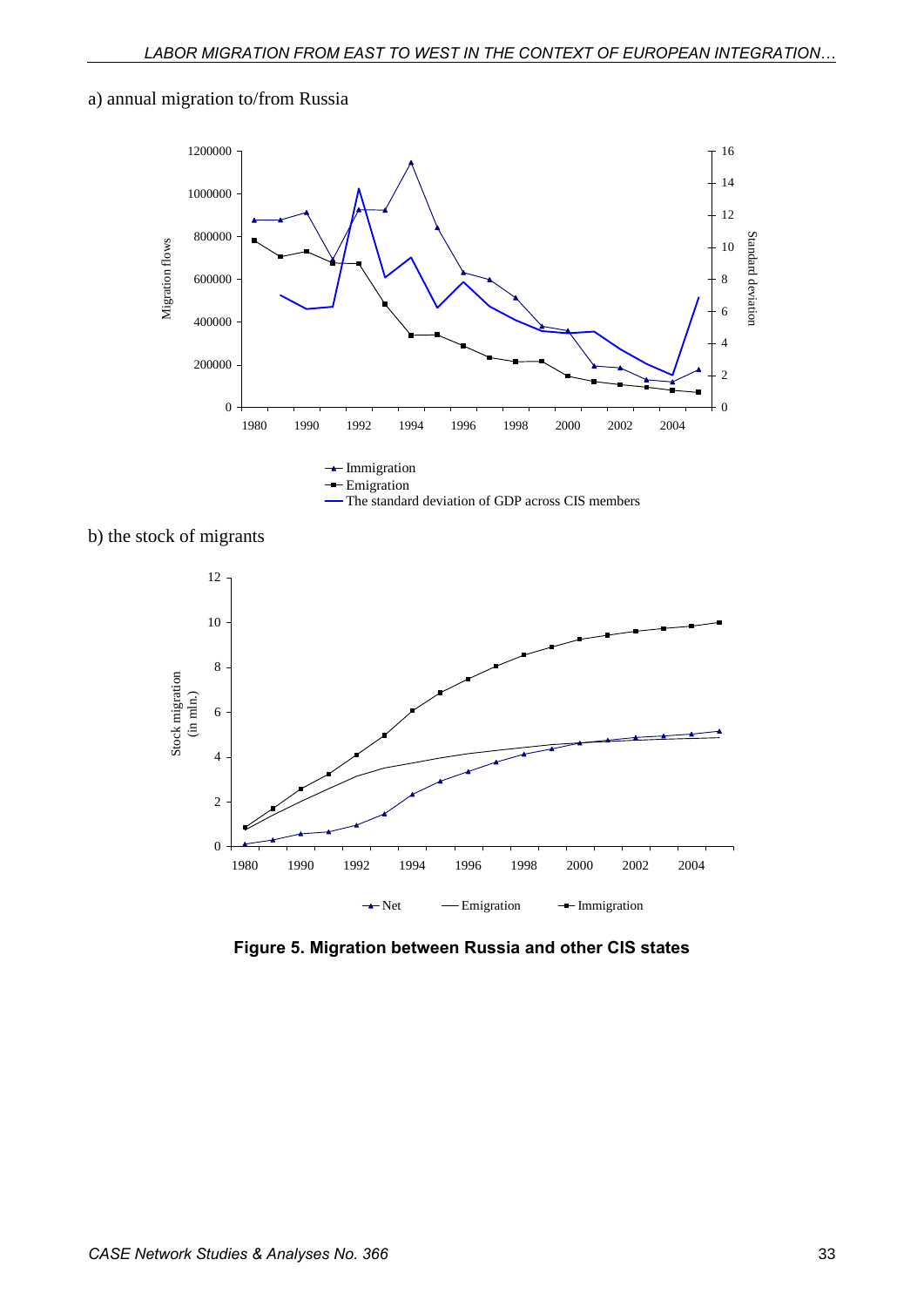a) annual migration to/from Russia

Migration flows

1200000
1000000
800000
600000
400000
200000
0

Standard deviation

16
14
12
10
8
6
4
2
0

1980 1990 1992 1994 1996 1998 2000 2002 2004

Immigration
Emigration
The standard deviation of GDP across CIS members

b) the stock of migrants

Stock migration (in mln.)

12
10
8
6
4
2
0

1980 1990 1992 1994 1996 1998 2000 2002 2004

Net
Emigration
Immigration

**Figure 5. Migration between Russia and other CIS states**